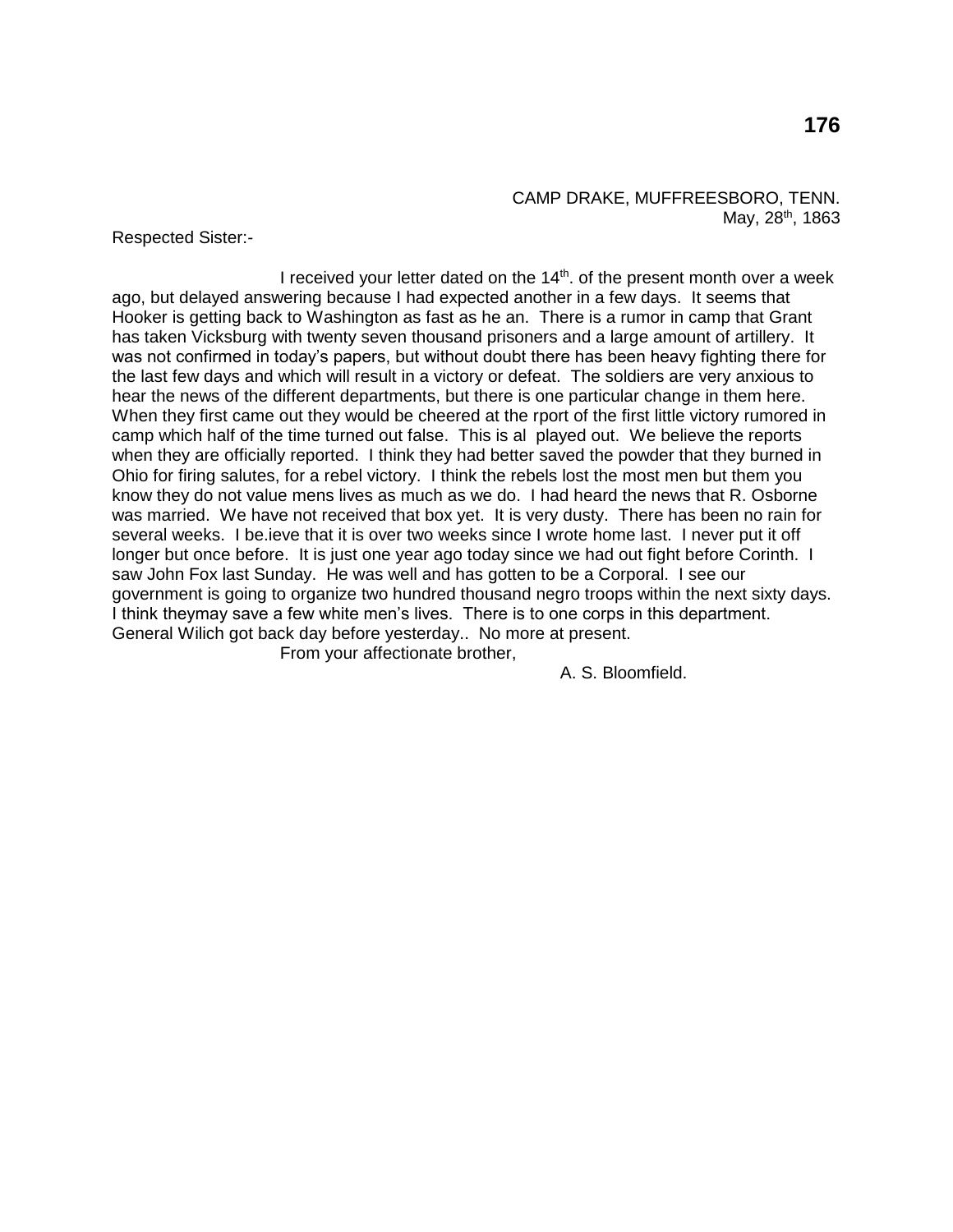CAMP DRAKE, MUFFREESBORO, TENN.
May, 28th, 1863

Respected Sister:-

I received your letter dated on the 14th. of the present month over a week ago, but delayed answering because I had expected another in a few days. It seems that Hooker is getting back to Washington as fast as he an. There is a rumor in camp that Grant has taken Vicksburg with twenty seven thousand prisoners and a large amount of artillery. It was not confirmed in today's papers, but without doubt there has been heavy fighting there for the last few days and which will result in a victory or defeat. The soldiers are very anxious to hear the news of the different departments, but there is one particular change in them here. When they first came out they would be cheered at the rport of the first little victory rumored in camp which half of the time turned out false. This is al played out. We believe the reports when they are officially reported. I think they had better saved the powder that they burned in Ohio for firing salutes, for a rebel victory. I think the rebels lost the most men but them you know they do not value mens lives as much as we do. I had heard the news that R. Osborne was married. We have not received that box yet. It is very dusty. There has been no rain for several weeks. I be.ieve that it is over two weeks since I wrote home last. I never put it off longer but once before. It is just one year ago today since we had out fight before Corinth. I saw John Fox last Sunday. He was well and has gotten to be a Corporal. I see our government is going to organize two hundred thousand negro troops within the next sixty days. I think theymay save a few white men's lives. There is to one corps in this department. General Wilich got back day before yesterday.. No more at present.

From your affectionate brother,

A. S. Bloomfield.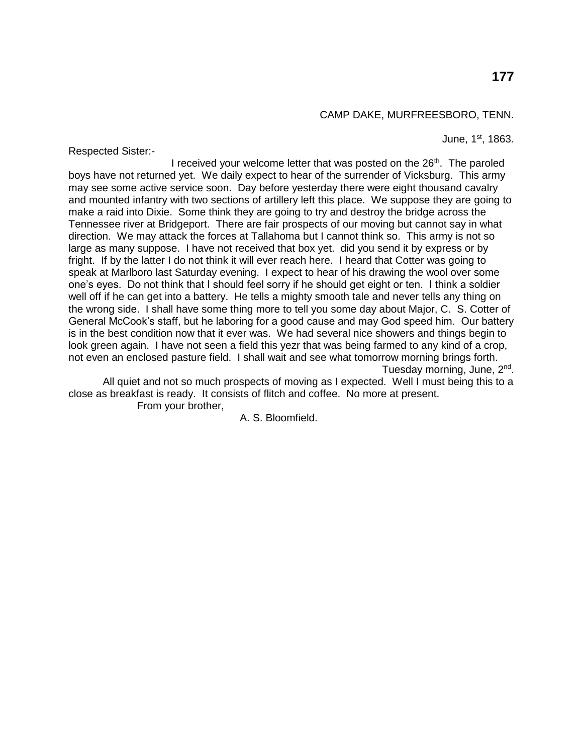CAMP DAKE, MURFREESBORO, TENN.

June, 1st, 1863.

Respected Sister:-

I received your welcome letter that was posted on the 26th. The paroled boys have not returned yet. We daily expect to hear of the surrender of Vicksburg. This army may see some active service soon. Day before yesterday there were eight thousand cavalry and mounted infantry with two sections of artillery left this place. We suppose they are going to make a raid into Dixie. Some think they are going to try and destroy the bridge across the Tennessee river at Bridgeport. There are fair prospects of our moving but cannot say in what direction. We may attack the forces at Tallahoma but I cannot think so. This army is not so large as many suppose. I have not received that box yet. did you send it by express or by fright. If by the latter I do not think it will ever reach here. I heard that Cotter was going to speak at Marlboro last Saturday evening. I expect to hear of his drawing the wool over some one's eyes. Do not think that I should feel sorry if he should get eight or ten. I think a soldier well off if he can get into a battery. He tells a mighty smooth tale and never tells any thing on the wrong side. I shall have some thing more to tell you some day about Major, C. S. Cotter of General McCook's staff, but he laboring for a good cause and may God speed him. Our battery is in the best condition now that it ever was. We had several nice showers and things begin to look green again. I have not seen a field this yezr that was being farmed to any kind of a crop, not even an enclosed pasture field. I shall wait and see what tomorrow morning brings forth.

Tuesday morning, June, 2nd.

All quiet and not so much prospects of moving as I expected. Well I must being this to a close as breakfast is ready. It consists of flitch and coffee. No more at present.

From your brother,

A. S. Bloomfield.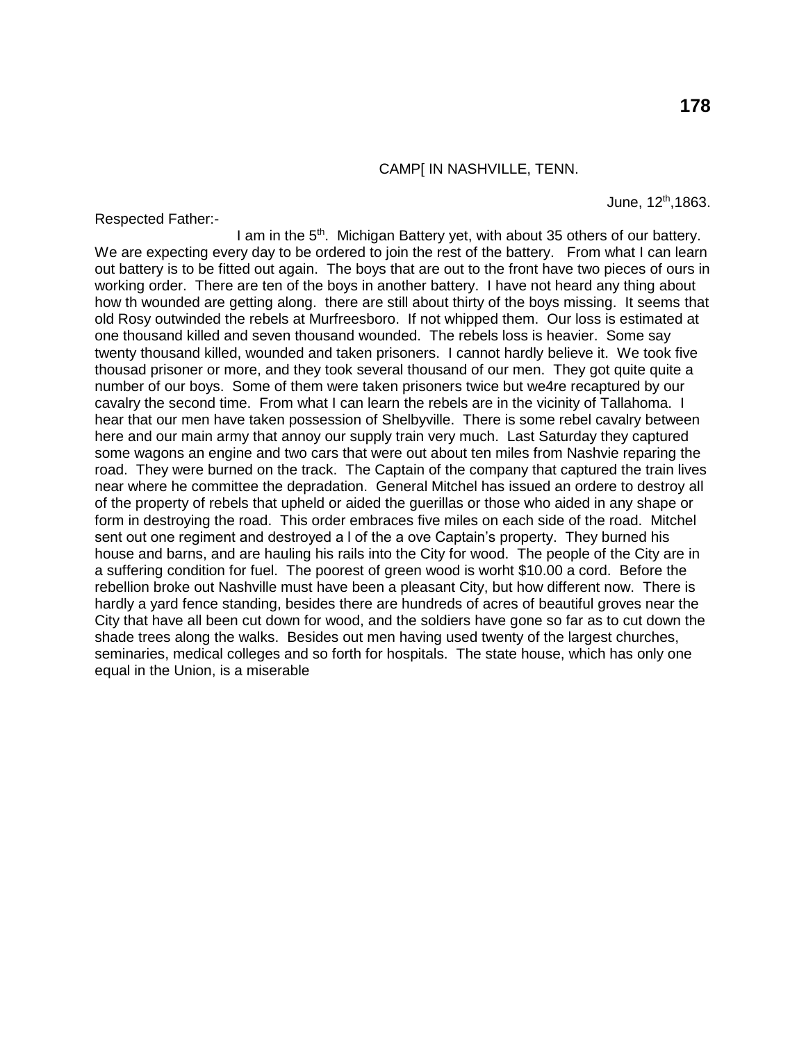CAMP[ IN NASHVILLE, TENN.

June, 12th,1863.

Respected Father:-

I am in the 5th. Michigan Battery yet, with about 35 others of our battery. We are expecting every day to be ordered to join the rest of the battery. From what I can learn out battery is to be fitted out again. The boys that are out to the front have two pieces of ours in working order. There are ten of the boys in another battery. I have not heard any thing about how th wounded are getting along. there are still about thirty of the boys missing. It seems that old Rosy outwinded the rebels at Murfreesboro. If not whipped them. Our loss is estimated at one thousand killed and seven thousand wounded. The rebels loss is heavier. Some say twenty thousand killed, wounded and taken prisoners. I cannot hardly believe it. We took five thousad prisoner or more, and they took several thousand of our men. They got quite quite a number of our boys. Some of them were taken prisoners twice but we4re recaptured by our cavalry the second time. From what I can learn the rebels are in the vicinity of Tallahoma. I hear that our men have taken possession of Shelbyville. There is some rebel cavalry between here and our main army that annoy our supply train very much. Last Saturday they captured some wagons an engine and two cars that were out about ten miles from Nashvie reparing the road. They were burned on the track. The Captain of the company that captured the train lives near where he committee the depradation. General Mitchel has issued an ordere to destroy all of the property of rebels that upheld or aided the guerillas or those who aided in any shape or form in destroying the road. This order embraces five miles on each side of the road. Mitchel sent out one regiment and destroyed a l of the a ove Captain's property. They burned his house and barns, and are hauling his rails into the City for wood. The people of the City are in a suffering condition for fuel. The poorest of green wood is worht $10.00 a cord. Before the rebellion broke out Nashville must have been a pleasant City, but how different now. There is hardly a yard fence standing, besides there are hundreds of acres of beautiful groves near the City that have all been cut down for wood, and the soldiers have gone so far as to cut down the shade trees along the walks. Besides out men having used twenty of the largest churches, seminaries, medical colleges and so forth for hospitals. The state house, which has only one equal in the Union, is a miserable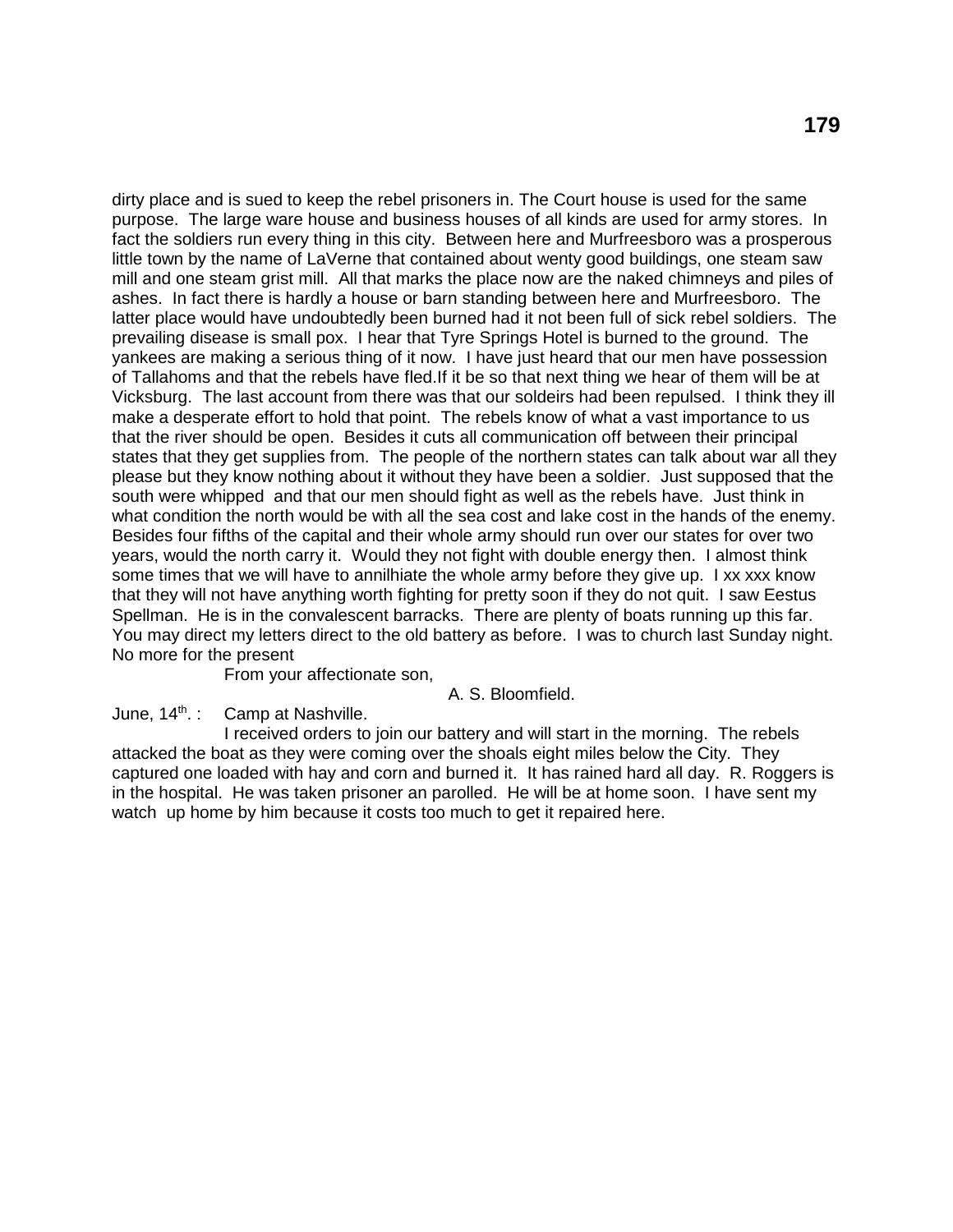dirty place and is sued to keep the rebel prisoners in. The Court house is used for the same purpose. The large ware house and business houses of all kinds are used for army stores. In fact the soldiers run every thing in this city. Between here and Murfreesboro was a prosperous little town by the name of LaVerne that contained about wenty good buildings, one steam saw mill and one steam grist mill. All that marks the place now are the naked chimneys and piles of ashes. In fact there is hardly a house or barn standing between here and Murfreesboro. The latter place would have undoubtedly been burned had it not been full of sick rebel soldiers. The prevailing disease is small pox. I hear that Tyre Springs Hotel is burned to the ground. The yankees are making a serious thing of it now. I have just heard that our men have possession of Tallahoms and that the rebels have fled.If it be so that next thing we hear of them will be at Vicksburg. The last account from there was that our soldeirs had been repulsed. I think they ill make a desperate effort to hold that point. The rebels know of what a vast importance to us that the river should be open. Besides it cuts all communication off between their principal states that they get supplies from. The people of the northern states can talk about war all they please but they know nothing about it without they have been a soldier. Just supposed that the south were whipped and that our men should fight as well as the rebels have. Just think in what condition the north would be with all the sea cost and lake cost in the hands of the enemy. Besides four fifths of the capital and their whole army should run over our states for over two years, would the north carry it. Would they not fight with double energy then. I almost think some times that we will have to annilhiate the whole army before they give up. I xx xxx know that they will not have anything worth fighting for pretty soon if they do not quit. I saw Eestus Spellman. He is in the convalescent barracks. There are plenty of boats running up this far. You may direct my letters direct to the old battery as before. I was to church last Sunday night. No more for the present

From your affectionate son,

A. S. Bloomfield.

June, 14th. : Camp at Nashville.

I received orders to join our battery and will start in the morning. The rebels attacked the boat as they were coming over the shoals eight miles below the City. They captured one loaded with hay and corn and burned it. It has rained hard all day. R. Roggers is in the hospital. He was taken prisoner an parolled. He will be at home soon. I have sent my watch up home by him because it costs too much to get it repaired here.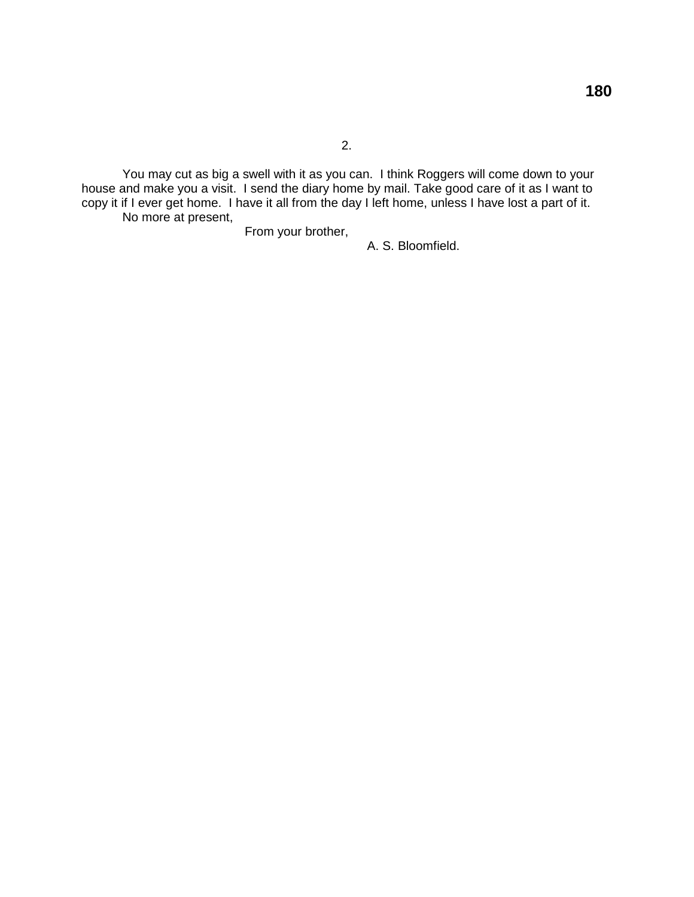2.

You may cut as big a swell with it as you can.  I think Roggers will come down to your house and make you a visit.  I send the diary home by mail. Take good care of it as I want to copy it if I ever get home.  I have it all from the day I left home, unless I have lost a part of it.

No more at present,

From your brother,

A. S. Bloomfield.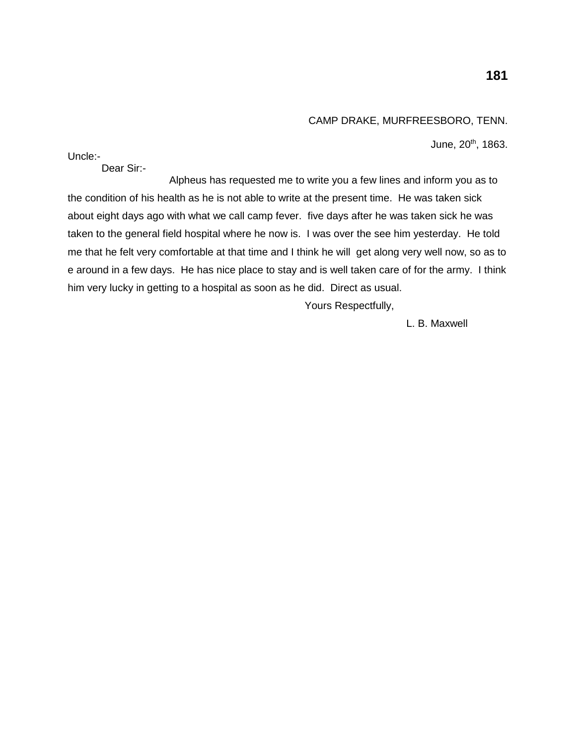CAMP DRAKE, MURFREESBORO, TENN.

June, 20th, 1863.

Uncle:-

Dear Sir:-

Alpheus has requested me to write you a few lines and inform you as to the condition of his health as he is not able to write at the present time. He was taken sick about eight days ago with what we call camp fever. five days after he was taken sick he was taken to the general field hospital where he now is. I was over the see him yesterday. He told me that he felt very comfortable at that time and I think he will get along very well now, so as to e around in a few days. He has nice place to stay and is well taken care of for the army. I think him very lucky in getting to a hospital as soon as he did. Direct as usual.

Yours Respectfully,

L. B. Maxwell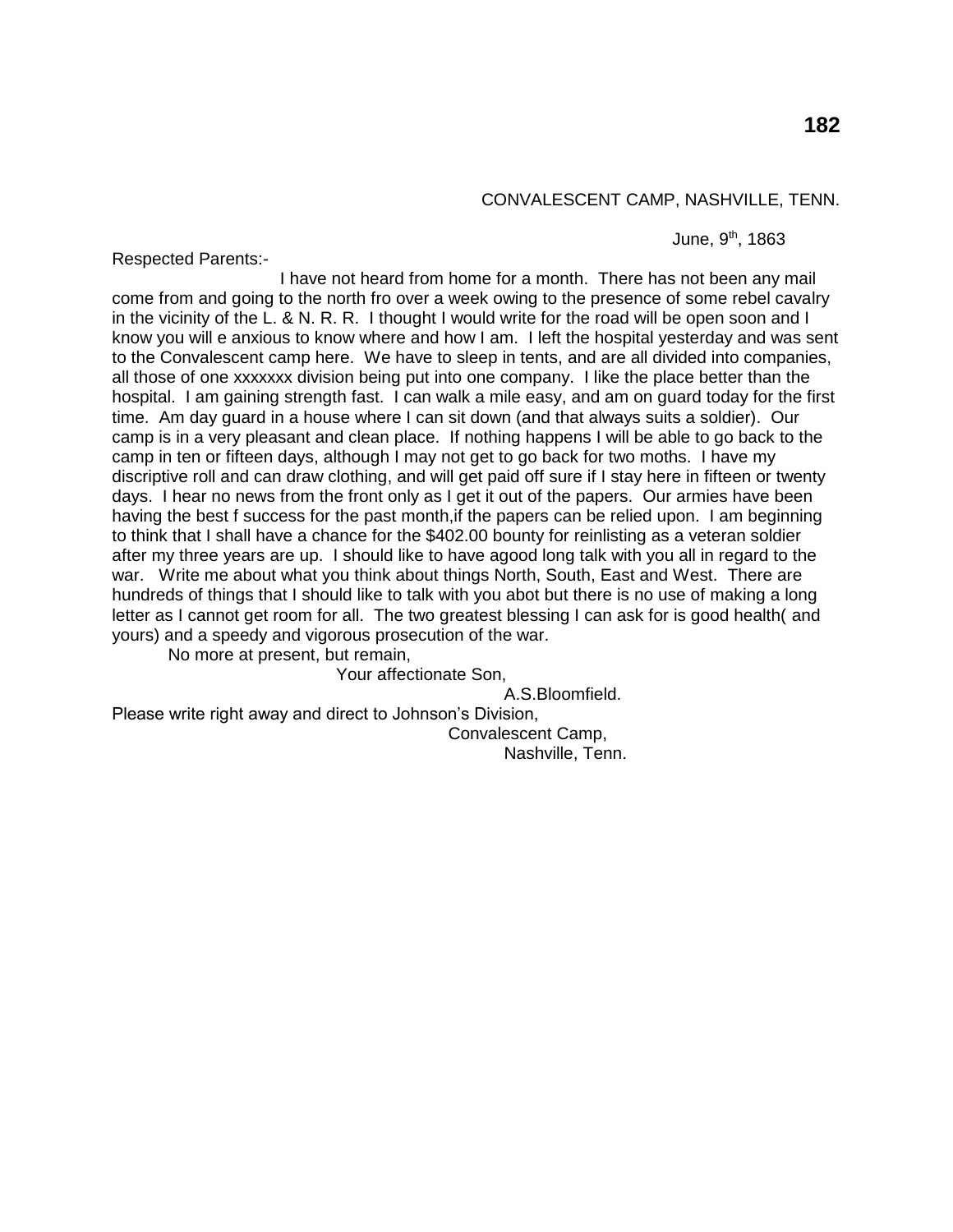CONVALESCENT CAMP, NASHVILLE, TENN.

June, 9th, 1863

Respected Parents:-

I have not heard from home for a month. There has not been any mail come from and going to the north fro over a week owing to the presence of some rebel cavalry in the vicinity of the L. & N. R. R. I thought I would write for the road will be open soon and I know you will e anxious to know where and how I am. I left the hospital yesterday and was sent to the Convalescent camp here. We have to sleep in tents, and are all divided into companies, all those of one xxxxxxx division being put into one company. I like the place better than the hospital. I am gaining strength fast. I can walk a mile easy, and am on guard today for the first time. Am day guard in a house where I can sit down (and that always suits a soldier). Our camp is in a very pleasant and clean place. If nothing happens I will be able to go back to the camp in ten or fifteen days, although I may not get to go back for two moths. I have my discriptive roll and can draw clothing, and will get paid off sure if I stay here in fifteen or twenty days. I hear no news from the front only as I get it out of the papers. Our armies have been having the best f success for the past month,if the papers can be relied upon. I am beginning to think that I shall have a chance for the $402.00 bounty for reinlisting as a veteran soldier after my three years are up. I should like to have agood long talk with you all in regard to the war. Write me about what you think about things North, South, East and West. There are hundreds of things that I should like to talk with you abot but there is no use of making a long letter as I cannot get room for all. The two greatest blessing I can ask for is good health( and yours) and a speedy and vigorous prosecution of the war.

No more at present, but remain,

Your affectionate Son,

A.S.Bloomfield.

Please write right away and direct to Johnson's Division,
Convalescent Camp,
Nashville, Tenn.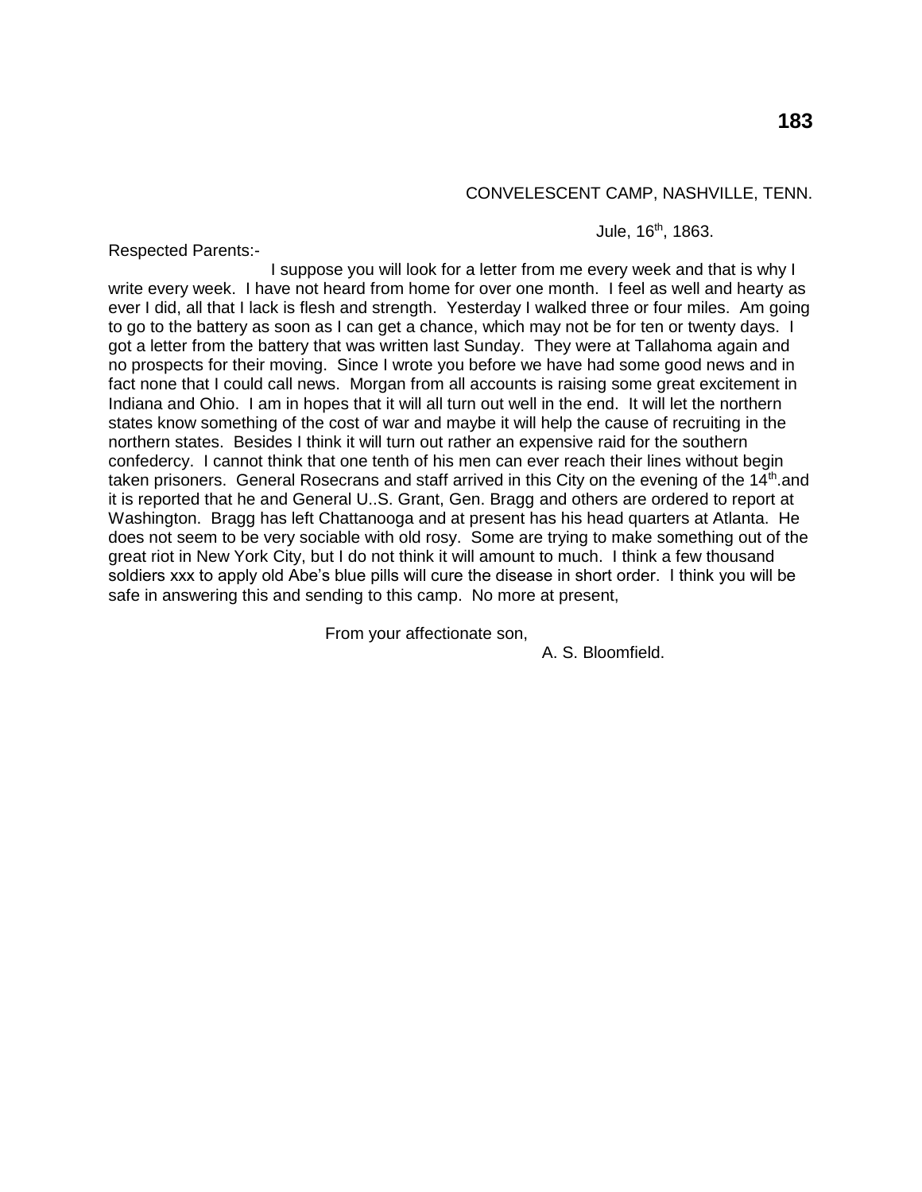CONVELESCENT CAMP, NASHVILLE, TENN.

Jule, 16th, 1863.

Respected Parents:-

I suppose you will look for a letter from me every week and that is why I write every week. I have not heard from home for over one month. I feel as well and hearty as ever I did, all that I lack is flesh and strength. Yesterday I walked three or four miles. Am going to go to the battery as soon as I can get a chance, which may not be for ten or twenty days. I got a letter from the battery that was written last Sunday. They were at Tallahoma again and no prospects for their moving. Since I wrote you before we have had some good news and in fact none that I could call news. Morgan from all accounts is raising some great excitement in Indiana and Ohio. I am in hopes that it will all turn out well in the end. It will let the northern states know something of the cost of war and maybe it will help the cause of recruiting in the northern states. Besides I think it will turn out rather an expensive raid for the southern confedercy. I cannot think that one tenth of his men can ever reach their lines without begin taken prisoners. General Rosecrans and staff arrived in this City on the evening of the 14th.and it is reported that he and General U..S. Grant, Gen. Bragg and others are ordered to report at Washington. Bragg has left Chattanooga and at present has his head quarters at Atlanta. He does not seem to be very sociable with old rosy. Some are trying to make something out of the great riot in New York City, but I do not think it will amount to much. I think a few thousand soldiers xxx to apply old Abe's blue pills will cure the disease in short order. I think you will be safe in answering this and sending to this camp. No more at present,

From your affectionate son,

A. S. Bloomfield.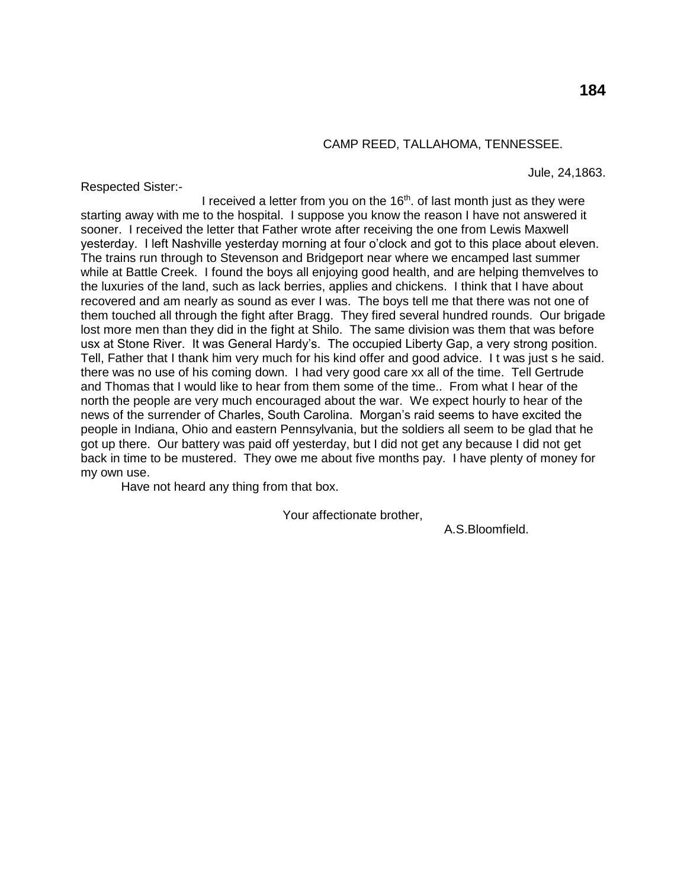CAMP REED, TALLAHOMA, TENNESSEE.

Jule, 24,1863.

Respected Sister:-

I received a letter from you on the 16th. of last month just as they were starting away with me to the hospital. I suppose you know the reason I have not answered it sooner. I received the letter that Father wrote after receiving the one from Lewis Maxwell yesterday. I left Nashville yesterday morning at four o'clock and got to this place about eleven. The trains run through to Stevenson and Bridgeport near where we encamped last summer while at Battle Creek. I found the boys all enjoying good health, and are helping themvelves to the luxuries of the land, such as lack berries, applies and chickens. I think that I have about recovered and am nearly as sound as ever I was. The boys tell me that there was not one of them touched all through the fight after Bragg. They fired several hundred rounds. Our brigade lost more men than they did in the fight at Shilo. The same division was them that was before usx at Stone River. It was General Hardy's. The occupied Liberty Gap, a very strong position. Tell, Father that I thank him very much for his kind offer and good advice. I t was just s he said. there was no use of his coming down. I had very good care xx all of the time. Tell Gertrude and Thomas that I would like to hear from them some of the time.. From what I hear of the north the people are very much encouraged about the war. We expect hourly to hear of the news of the surrender of Charles, South Carolina. Morgan's raid seems to have excited the people in Indiana, Ohio and eastern Pennsylvania, but the soldiers all seem to be glad that he got up there. Our battery was paid off yesterday, but I did not get any because I did not get back in time to be mustered. They owe me about five months pay. I have plenty of money for my own use.

Have not heard any thing from that box.

Your affectionate brother,

A.S.Bloomfield.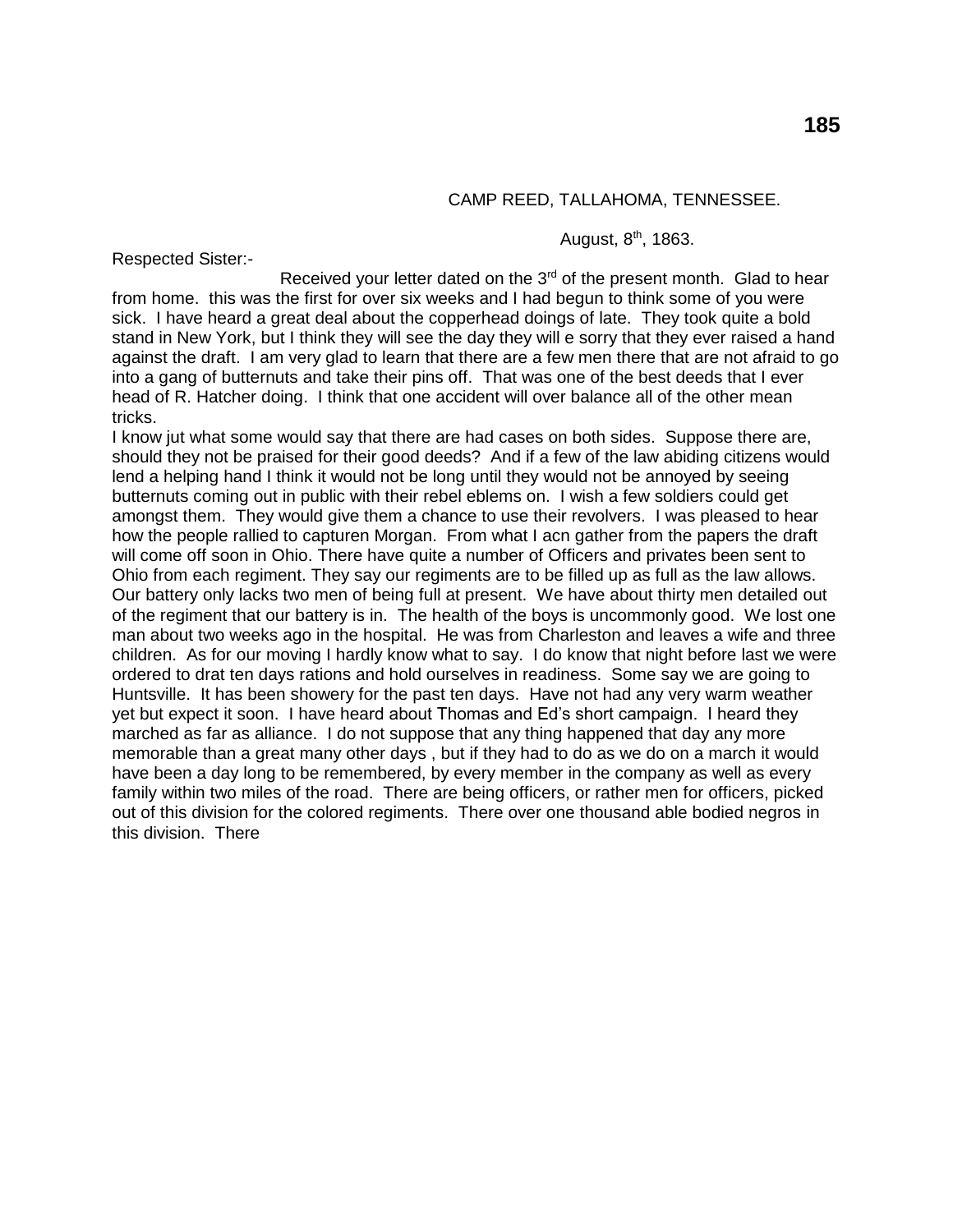CAMP REED, TALLAHOMA, TENNESSEE.

August, 8th, 1863.

Respected Sister:-

Received your letter dated on the 3rd of the present month. Glad to hear from home. this was the first for over six weeks and I had begun to think some of you were sick. I have heard a great deal about the copperhead doings of late. They took quite a bold stand in New York, but I think they will see the day they will e sorry that they ever raised a hand against the draft. I am very glad to learn that there are a few men there that are not afraid to go into a gang of butternuts and take their pins off. That was one of the best deeds that I ever head of R. Hatcher doing. I think that one accident will over balance all of the other mean tricks.

I know jut what some would say that there are had cases on both sides. Suppose there are, should they not be praised for their good deeds? And if a few of the law abiding citizens would lend a helping hand I think it would not be long until they would not be annoyed by seeing butternuts coming out in public with their rebel eblems on. I wish a few soldiers could get amongst them. They would give them a chance to use their revolvers. I was pleased to hear how the people rallied to capturen Morgan. From what I acn gather from the papers the draft will come off soon in Ohio. There have quite a number of Officers and privates been sent to Ohio from each regiment. They say our regiments are to be filled up as full as the law allows. Our battery only lacks two men of being full at present. We have about thirty men detailed out of the regiment that our battery is in. The health of the boys is uncommonly good. We lost one man about two weeks ago in the hospital. He was from Charleston and leaves a wife and three children. As for our moving I hardly know what to say. I do know that night before last we were ordered to drat ten days rations and hold ourselves in readiness. Some say we are going to Huntsville. It has been showery for the past ten days. Have not had any very warm weather yet but expect it soon. I have heard about Thomas and Ed's short campaign. I heard they marched as far as alliance. I do not suppose that any thing happened that day any more memorable than a great many other days , but if they had to do as we do on a march it would have been a day long to be remembered, by every member in the company as well as every family within two miles of the road. There are being officers, or rather men for officers, picked out of this division for the colored regiments. There over one thousand able bodied negros in this division. There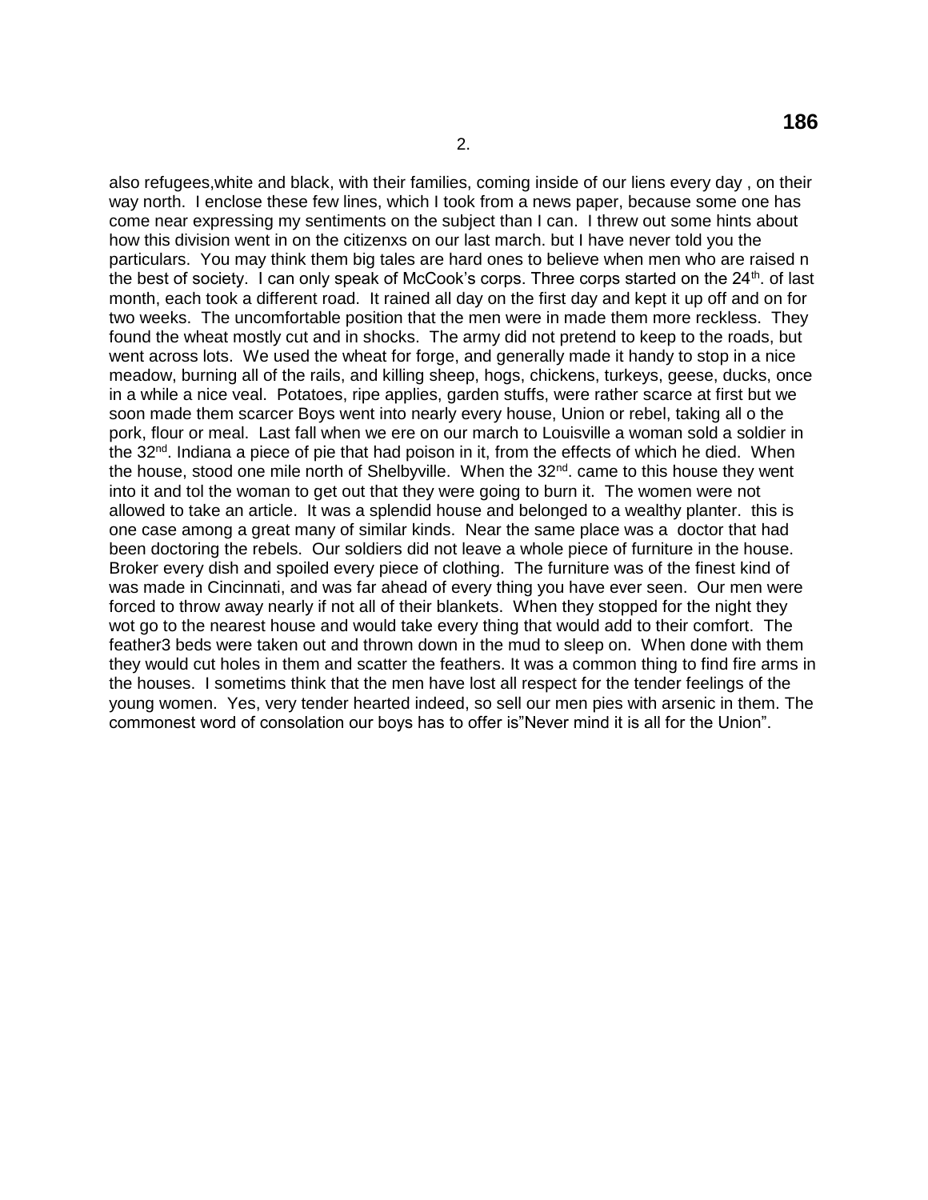2.

also refugees,white and black, with their families, coming inside of our liens every day , on their way north. I enclose these few lines, which I took from a news paper, because some one has come near expressing my sentiments on the subject than I can. I threw out some hints about how this division went in on the citizenxs on our last march. but I have never told you the particulars. You may think them big tales are hard ones to believe when men who are raised n the best of society. I can only speak of McCook's corps. Three corps started on the 24th. of last month, each took a different road. It rained all day on the first day and kept it up off and on for two weeks. The uncomfortable position that the men were in made them more reckless. They found the wheat mostly cut and in shocks. The army did not pretend to keep to the roads, but went across lots. We used the wheat for forge, and generally made it handy to stop in a nice meadow, burning all of the rails, and killing sheep, hogs, chickens, turkeys, geese, ducks, once in a while a nice veal. Potatoes, ripe applies, garden stuffs, were rather scarce at first but we soon made them scarcer Boys went into nearly every house, Union or rebel, taking all o the pork, flour or meal. Last fall when we ere on our march to Louisville a woman sold a soldier in the 32nd. Indiana a piece of pie that had poison in it, from the effects of which he died. When the house, stood one mile north of Shelbyville. When the 32nd. came to this house they went into it and tol the woman to get out that they were going to burn it. The women were not allowed to take an article. It was a splendid house and belonged to a wealthy planter. this is one case among a great many of similar kinds. Near the same place was a doctor that had been doctoring the rebels. Our soldiers did not leave a whole piece of furniture in the house. Broker every dish and spoiled every piece of clothing. The furniture was of the finest kind of was made in Cincinnati, and was far ahead of every thing you have ever seen. Our men were forced to throw away nearly if not all of their blankets. When they stopped for the night they wot go to the nearest house and would take every thing that would add to their comfort. The feather3 beds were taken out and thrown down in the mud to sleep on. When done with them they would cut holes in them and scatter the feathers. It was a common thing to find fire arms in the houses. I sometims think that the men have lost all respect for the tender feelings of the young women. Yes, very tender hearted indeed, so sell our men pies with arsenic in them. The commonest word of consolation our boys has to offer is"Never mind it is all for the Union".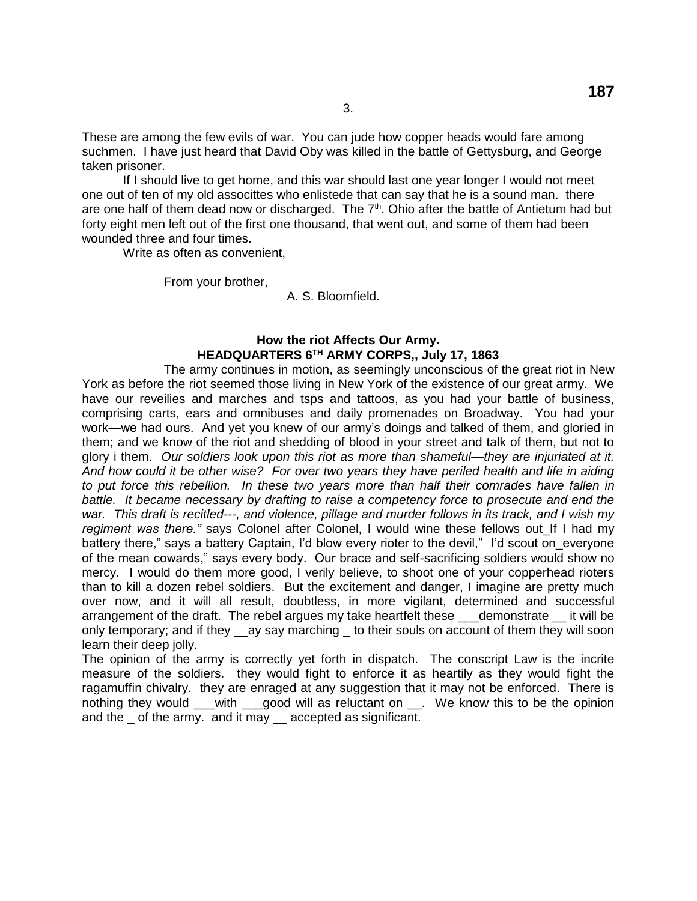3.

These are among the few evils of war. You can jude how copper heads would fare among suchmen. I have just heard that David Oby was killed in the battle of Gettysburg, and George taken prisoner.

If I should live to get home, and this war should last one year longer I would not meet one out of ten of my old associttes who enlistede that can say that he is a sound man. there are one half of them dead now or discharged. The 7th. Ohio after the battle of Antietum had but forty eight men left out of the first one thousand, that went out, and some of them had been wounded three and four times.

Write as often as convenient,

From your brother,

A. S. Bloomfield.

**How the riot Affects Our Army.**
**HEADQUARTERS 6TH ARMY CORPS,, July 17, 1863**

The army continues in motion, as seemingly unconscious of the great riot in New York as before the riot seemed those living in New York of the existence of our great army. We have our reveilies and marches and tsps and tattoos, as you had your battle of business, comprising carts, ears and omnibuses and daily promenades on Broadway. You had your work—we had ours. And yet you knew of our army's doings and talked of them, and gloried in them; and we know of the riot and shedding of blood in your street and talk of them, but not to glory i them. *Our soldiers look upon this riot as more than shameful—they are injuriated at it. And how could it be other wise? For over two years they have periled health and life in aiding to put force this rebellion. In these two years more than half their comrades have fallen in battle. It became necessary by drafting to raise a competency force to prosecute and end the war. This draft is recitled---, and violence, pillage and murder follows in its track, and I wish my regiment was there."* says Colonel after Colonel, I would wine these fellows out_If I had my battery there," says a battery Captain, I'd blow every rioter to the devil," I'd scout on_everyone of the mean cowards," says every body. Our brace and self-sacrificing soldiers would show no mercy. I would do them more good, I verily believe, to shoot one of your copperhead rioters than to kill a dozen rebel soldiers. But the excitement and danger, I imagine are pretty much over now, and it will all result, doubtless, in more vigilant, determined and successful arrangement of the draft. The rebel argues my take heartfelt these ___demonstrate __ it will be only temporary; and if they __ay say marching _ to their souls on account of them they will soon learn their deep jolly.

The opinion of the army is correctly yet forth in dispatch. The conscript Law is the incrite measure of the soldiers. they would fight to enforce it as heartily as they would fight the ragamuffin chivalry. they are enraged at any suggestion that it may not be enforced. There is nothing they would ___with ___good will as reluctant on __. We know this to be the opinion and the _ of the army. and it may __ accepted as significant.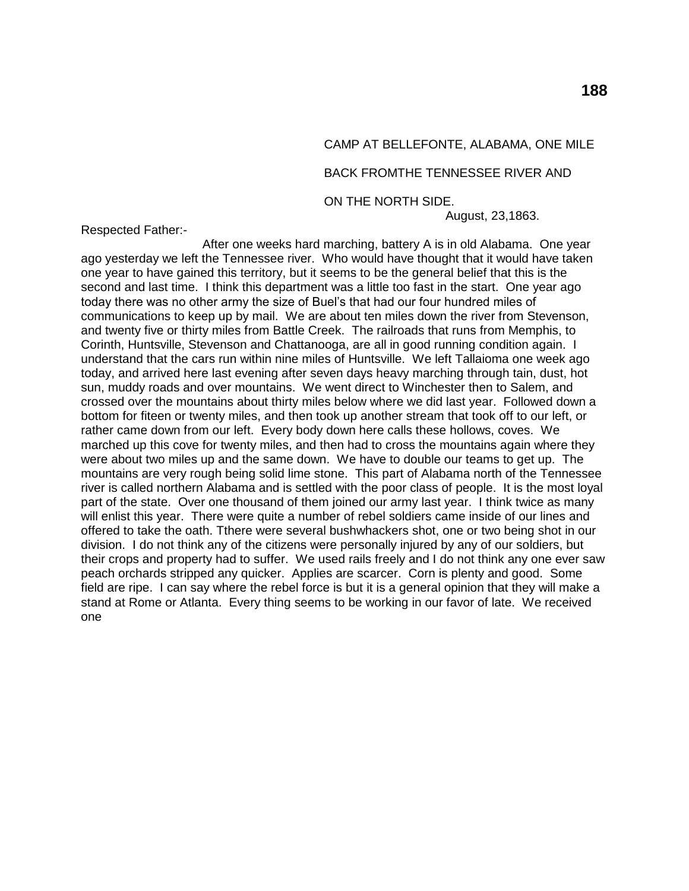CAMP AT BELLEFONTE, ALABAMA, ONE MILE

BACK FROMTHE TENNESSEE RIVER AND

ON THE NORTH SIDE.

August, 23,1863.

Respected Father:-

After one weeks hard marching, battery A is in old Alabama. One year ago yesterday we left the Tennessee river. Who would have thought that it would have taken one year to have gained this territory, but it seems to be the general belief that this is the second and last time. I think this department was a little too fast in the start. One year ago today there was no other army the size of Buel's that had our four hundred miles of communications to keep up by mail. We are about ten miles down the river from Stevenson, and twenty five or thirty miles from Battle Creek. The railroads that runs from Memphis, to Corinth, Huntsville, Stevenson and Chattanooga, are all in good running condition again. I understand that the cars run within nine miles of Huntsville. We left Tallaioma one week ago today, and arrived here last evening after seven days heavy marching through tain, dust, hot sun, muddy roads and over mountains. We went direct to Winchester then to Salem, and crossed over the mountains about thirty miles below where we did last year. Followed down a bottom for fiteen or twenty miles, and then took up another stream that took off to our left, or rather came down from our left. Every body down here calls these hollows, coves. We marched up this cove for twenty miles, and then had to cross the mountains again where they were about two miles up and the same down. We have to double our teams to get up. The mountains are very rough being solid lime stone. This part of Alabama north of the Tennessee river is called northern Alabama and is settled with the poor class of people. It is the most loyal part of the state. Over one thousand of them joined our army last year. I think twice as many will enlist this year. There were quite a number of rebel soldiers came inside of our lines and offered to take the oath. Tthere were several bushwhackers shot, one or two being shot in our division. I do not think any of the citizens were personally injured by any of our soldiers, but their crops and property had to suffer. We used rails freely and I do not think any one ever saw peach orchards stripped any quicker. Applies are scarcer. Corn is plenty and good. Some field are ripe. I can say where the rebel force is but it is a general opinion that they will make a stand at Rome or Atlanta. Every thing seems to be working in our favor of late. We received one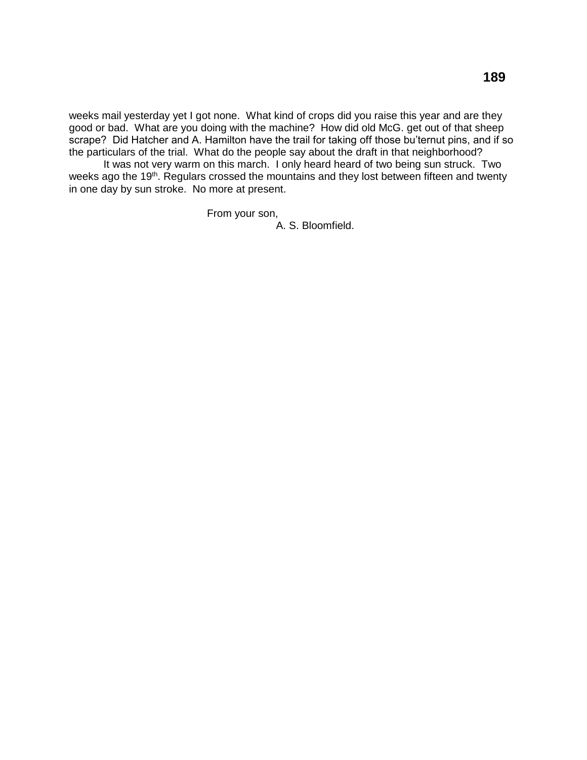weeks mail yesterday yet I got none. What kind of crops did you raise this year and are they good or bad. What are you doing with the machine? How did old McG. get out of that sheep scrape? Did Hatcher and A. Hamilton have the trail for taking off those bu'ternut pins, and if so the particulars of the trial. What do the people say about the draft in that neighborhood?

It was not very warm on this march. I only heard heard of two being sun struck. Two weeks ago the 19th. Regulars crossed the mountains and they lost between fifteen and twenty in one day by sun stroke. No more at present.

From your son,
A. S. Bloomfield.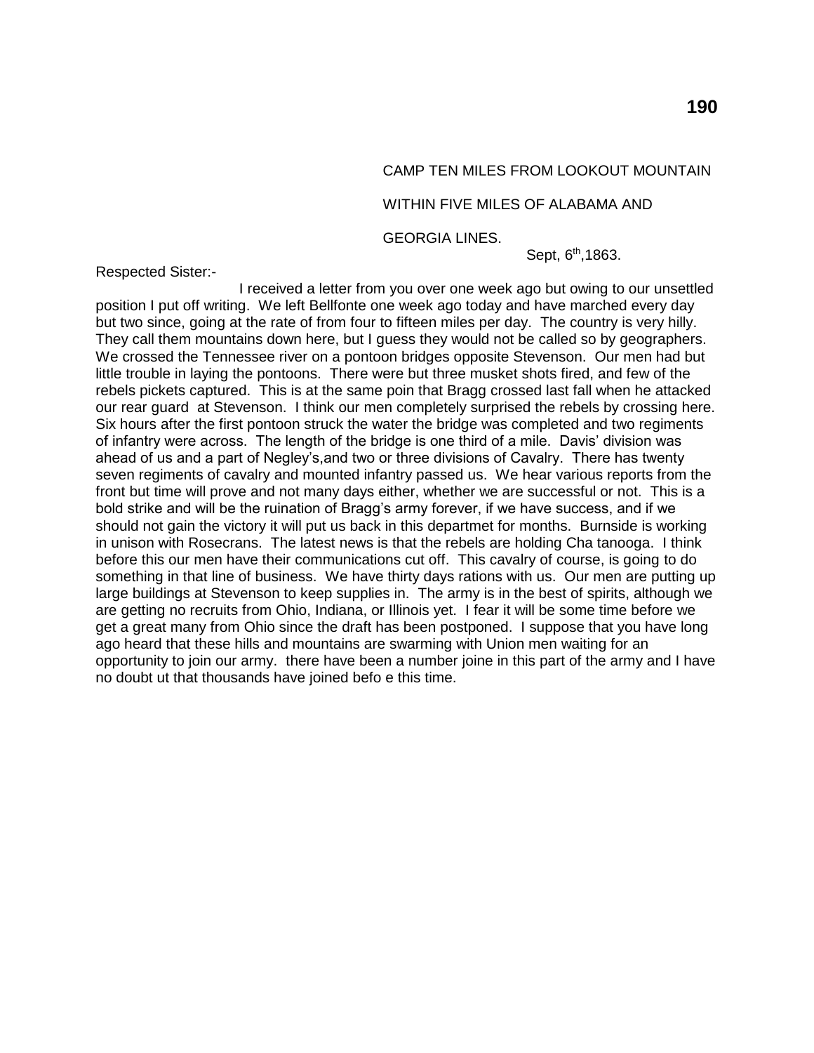CAMP TEN MILES FROM LOOKOUT MOUNTAIN

WITHIN FIVE MILES OF ALABAMA AND

GEORGIA LINES.

Sept, 6th,1863.

Respected Sister:-

I received a letter from you over one week ago but owing to our unsettled position I put off writing. We left Bellfonte one week ago today and have marched every day but two since, going at the rate of from four to fifteen miles per day. The country is very hilly. They call them mountains down here, but I guess they would not be called so by geographers. We crossed the Tennessee river on a pontoon bridges opposite Stevenson. Our men had but little trouble in laying the pontoons. There were but three musket shots fired, and few of the rebels pickets captured. This is at the same poin that Bragg crossed last fall when he attacked our rear guard at Stevenson. I think our men completely surprised the rebels by crossing here. Six hours after the first pontoon struck the water the bridge was completed and two regiments of infantry were across. The length of the bridge is one third of a mile. Davis' division was ahead of us and a part of Negley's,and two or three divisions of Cavalry. There has twenty seven regiments of cavalry and mounted infantry passed us. We hear various reports from the front but time will prove and not many days either, whether we are successful or not. This is a bold strike and will be the ruination of Bragg's army forever, if we have success, and if we should not gain the victory it will put us back in this departmet for months. Burnside is working in unison with Rosecrans. The latest news is that the rebels are holding Cha tanooga. I think before this our men have their communications cut off. This cavalry of course, is going to do something in that line of business. We have thirty days rations with us. Our men are putting up large buildings at Stevenson to keep supplies in. The army is in the best of spirits, although we are getting no recruits from Ohio, Indiana, or Illinois yet. I fear it will be some time before we get a great many from Ohio since the draft has been postponed. I suppose that you have long ago heard that these hills and mountains are swarming with Union men waiting for an opportunity to join our army. there have been a number joine in this part of the army and I have no doubt ut that thousands have joined befo e this time.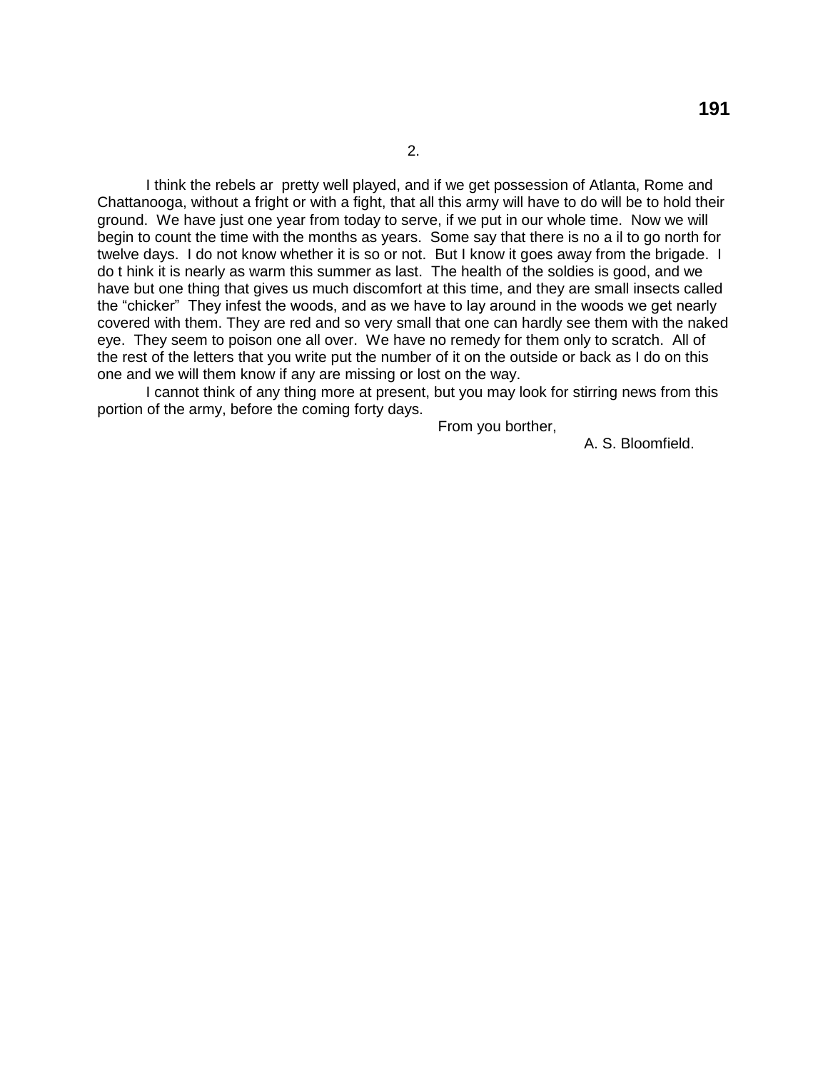2.

I think the rebels ar pretty well played, and if we get possession of Atlanta, Rome and Chattanooga, without a fright or with a fight, that all this army will have to do will be to hold their ground. We have just one year from today to serve, if we put in our whole time. Now we will begin to count the time with the months as years. Some say that there is no a il to go north for twelve days. I do not know whether it is so or not. But I know it goes away from the brigade. I do t hink it is nearly as warm this summer as last. The health of the soldies is good, and we have but one thing that gives us much discomfort at this time, and they are small insects called the "chicker" They infest the woods, and as we have to lay around in the woods we get nearly covered with them. They are red and so very small that one can hardly see them with the naked eye. They seem to poison one all over. We have no remedy for them only to scratch. All of the rest of the letters that you write put the number of it on the outside or back as I do on this one and we will them know if any are missing or lost on the way.

I cannot think of any thing more at present, but you may look for stirring news from this portion of the army, before the coming forty days.

From you borther,

A. S. Bloomfield.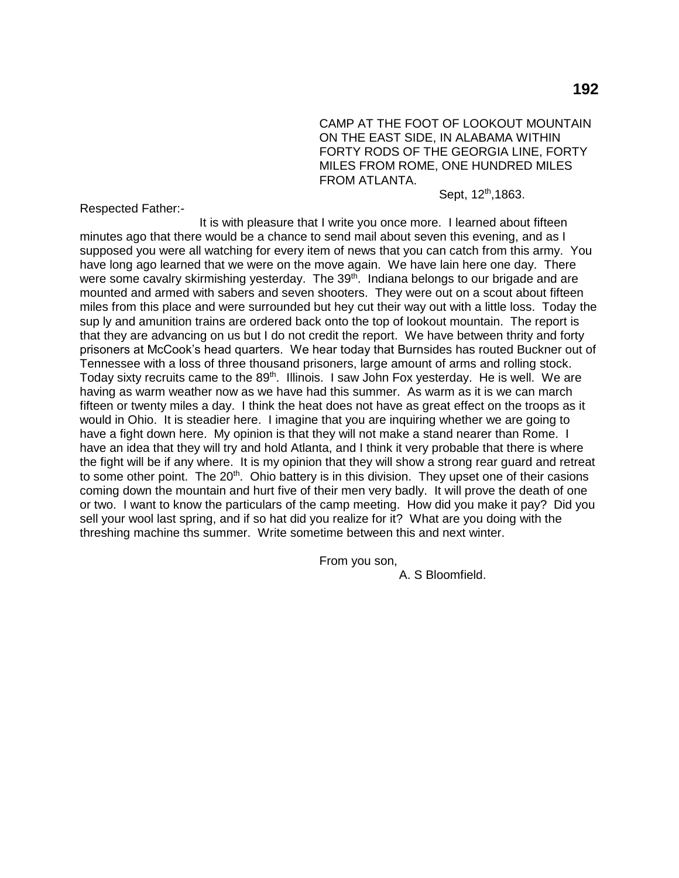CAMP AT THE FOOT OF LOOKOUT MOUNTAIN ON THE EAST SIDE, IN ALABAMA WITHIN FORTY RODS OF THE GEORGIA LINE, FORTY MILES FROM ROME, ONE HUNDRED MILES FROM ATLANTA.

Sept, 12th,1863.

Respected Father:-

It is with pleasure that I write you once more. I learned about fifteen minutes ago that there would be a chance to send mail about seven this evening, and as I supposed you were all watching for every item of news that you can catch from this army. You have long ago learned that we were on the move again. We have lain here one day. There were some cavalry skirmishing yesterday. The 39th. Indiana belongs to our brigade and are mounted and armed with sabers and seven shooters. They were out on a scout about fifteen miles from this place and were surrounded but hey cut their way out with a little loss. Today the sup ly and amunition trains are ordered back onto the top of lookout mountain. The report is that they are advancing on us but I do not credit the report. We have between thrity and forty prisoners at McCook's head quarters. We hear today that Burnsides has routed Buckner out of Tennessee with a loss of three thousand prisoners, large amount of arms and rolling stock. Today sixty recruits came to the 89th. Illinois. I saw John Fox yesterday. He is well. We are having as warm weather now as we have had this summer. As warm as it is we can march fifteen or twenty miles a day. I think the heat does not have as great effect on the troops as it would in Ohio. It is steadier here. I imagine that you are inquiring whether we are going to have a fight down here. My opinion is that they will not make a stand nearer than Rome. I have an idea that they will try and hold Atlanta, and I think it very probable that there is where the fight will be if any where. It is my opinion that they will show a strong rear guard and retreat to some other point. The 20th. Ohio battery is in this division. They upset one of their casions coming down the mountain and hurt five of their men very badly. It will prove the death of one or two. I want to know the particulars of the camp meeting. How did you make it pay? Did you sell your wool last spring, and if so hat did you realize for it? What are you doing with the threshing machine ths summer. Write sometime between this and next winter.

From you son,

A. S Bloomfield.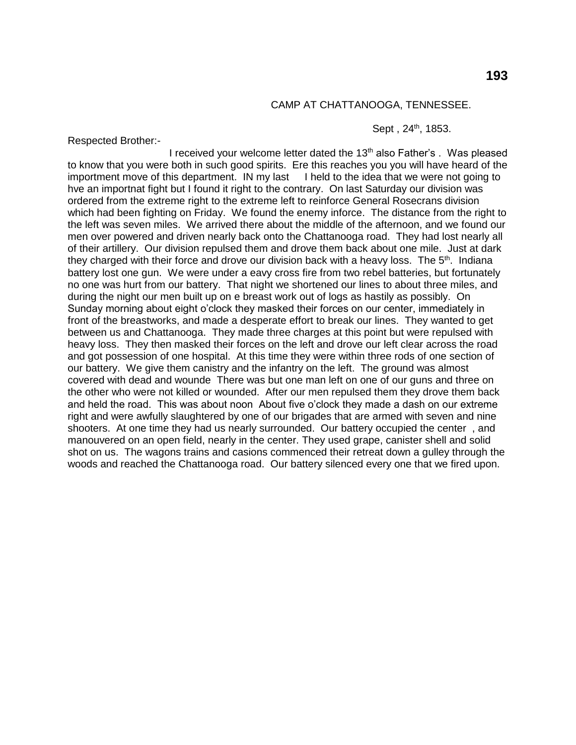CAMP AT CHATTANOOGA, TENNESSEE.

Sept , 24th, 1853.

Respected Brother:-

I received your welcome letter dated the 13th also Father's . Was pleased to know that you were both in such good spirits. Ere this reaches you you will have heard of the importment move of this department. IN my last I held to the idea that we were not going to hve an importnat fight but I found it right to the contrary. On last Saturday our division was ordered from the extreme right to the extreme left to reinforce General Rosecrans division which had been fighting on Friday. We found the enemy inforce. The distance from the right to the left was seven miles. We arrived there about the middle of the afternoon, and we found our men over powered and driven nearly back onto the Chattanooga road. They had lost nearly all of their artillery. Our division repulsed them and drove them back about one mile. Just at dark they charged with their force and drove our division back with a heavy loss. The 5th. Indiana battery lost one gun. We were under a eavy cross fire from two rebel batteries, but fortunately no one was hurt from our battery. That night we shortened our lines to about three miles, and during the night our men built up on e breast work out of logs as hastily as possibly. On Sunday morning about eight o'clock they masked their forces on our center, immediately in front of the breastworks, and made a desperate effort to break our lines. They wanted to get between us and Chattanooga. They made three charges at this point but were repulsed with heavy loss. They then masked their forces on the left and drove our left clear across the road and got possession of one hospital. At this time they were within three rods of one section of our battery. We give them canistry and the infantry on the left. The ground was almost covered with dead and wounde There was but one man left on one of our guns and three on the other who were not killed or wounded. After our men repulsed them they drove them back and held the road. This was about noon About five o'clock they made a dash on our extreme right and were awfully slaughtered by one of our brigades that are armed with seven and nine shooters. At one time they had us nearly surrounded. Our battery occupied the center , and manouvered on an open field, nearly in the center. They used grape, canister shell and solid shot on us. The wagons trains and casions commenced their retreat down a gulley through the woods and reached the Chattanooga road. Our battery silenced every one that we fired upon.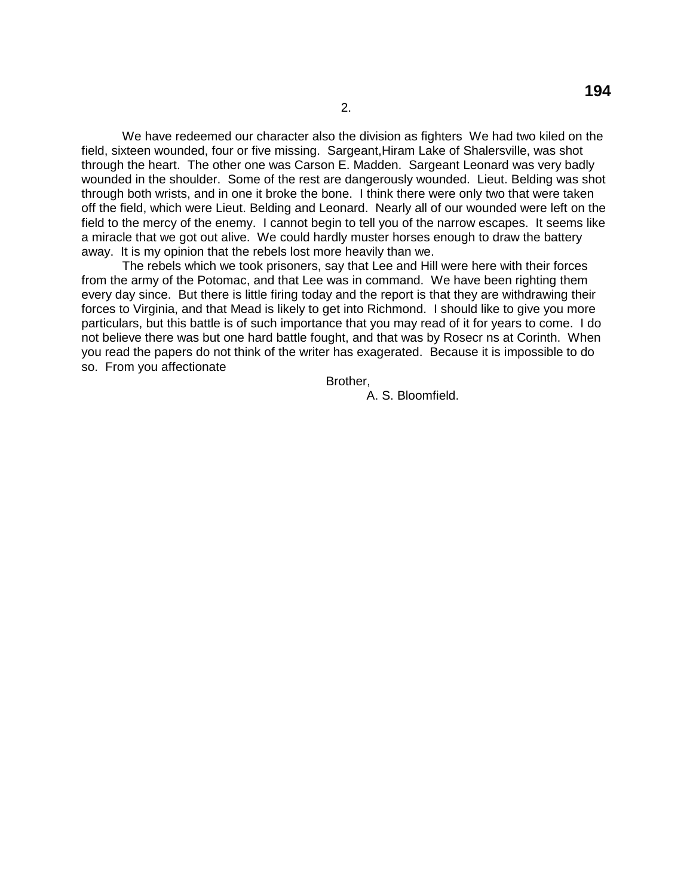2.

We have redeemed our character also the division as fighters We had two kiled on the field, sixteen wounded, four or five missing. Sargeant,Hiram Lake of Shalersville, was shot through the heart. The other one was Carson E. Madden. Sargeant Leonard was very badly wounded in the shoulder. Some of the rest are dangerously wounded. Lieut. Belding was shot through both wrists, and in one it broke the bone. I think there were only two that were taken off the field, which were Lieut. Belding and Leonard. Nearly all of our wounded were left on the field to the mercy of the enemy. I cannot begin to tell you of the narrow escapes. It seems like a miracle that we got out alive. We could hardly muster horses enough to draw the battery away. It is my opinion that the rebels lost more heavily than we.

The rebels which we took prisoners, say that Lee and Hill were here with their forces from the army of the Potomac, and that Lee was in command. We have been righting them every day since. But there is little firing today and the report is that they are withdrawing their forces to Virginia, and that Mead is likely to get into Richmond. I should like to give you more particulars, but this battle is of such importance that you may read of it for years to come. I do not believe there was but one hard battle fought, and that was by Rosecr ns at Corinth. When you read the papers do not think of the writer has exagerated. Because it is impossible to do so. From you affectionate

Brother,

A. S. Bloomfield.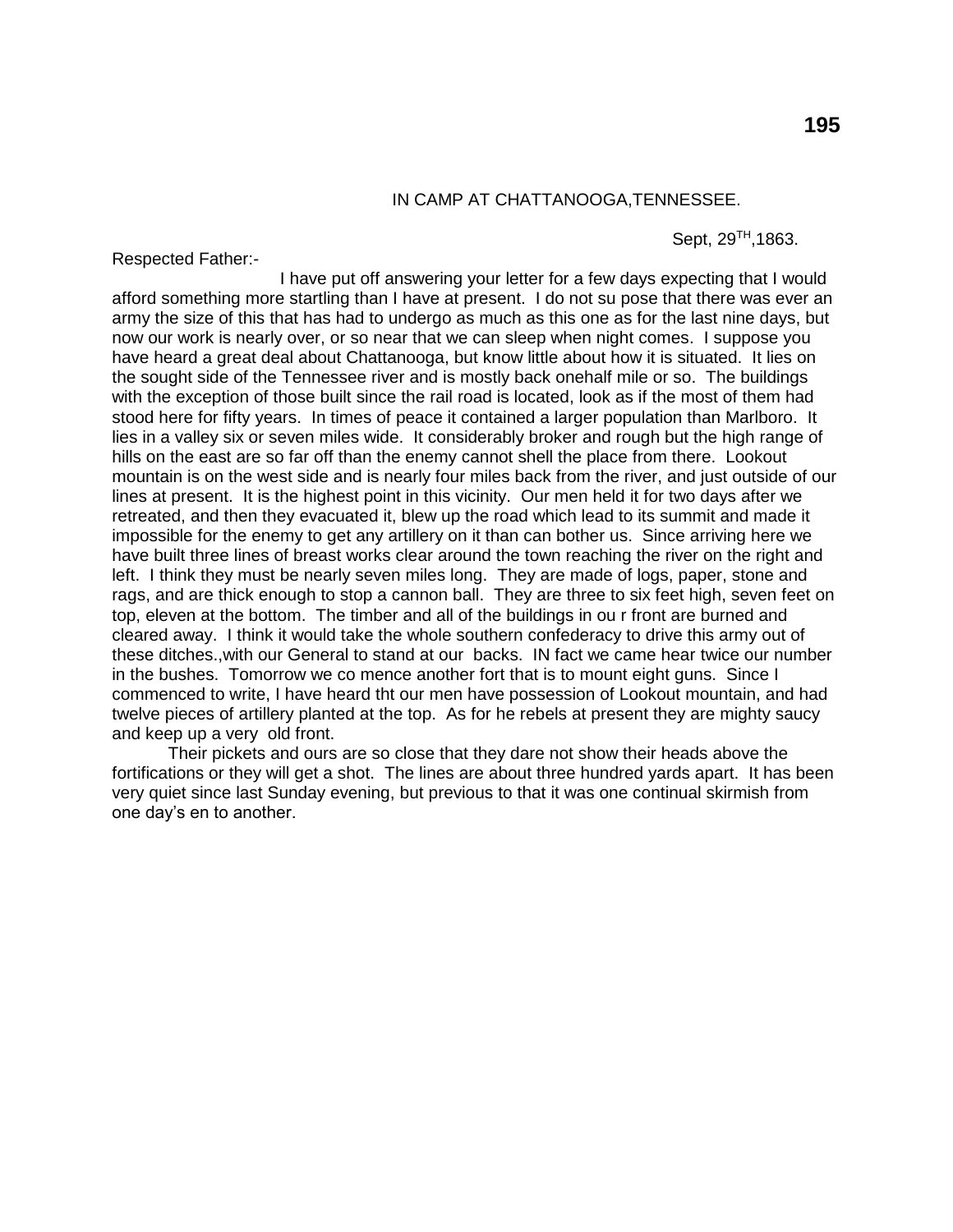IN CAMP AT CHATTANOOGA,TENNESSEE.

Sept, 29TH,1863.

Respected Father:-

I have put off answering your letter for a few days expecting that I would afford something more startling than I have at present. I do not su pose that there was ever an army the size of this that has had to undergo as much as this one as for the last nine days, but now our work is nearly over, or so near that we can sleep when night comes. I suppose you have heard a great deal about Chattanooga, but know little about how it is situated. It lies on the sought side of the Tennessee river and is mostly back onehalf mile or so. The buildings with the exception of those built since the rail road is located, look as if the most of them had stood here for fifty years. In times of peace it contained a larger population than Marlboro. It lies in a valley six or seven miles wide. It considerably broker and rough but the high range of hills on the east are so far off than the enemy cannot shell the place from there. Lookout mountain is on the west side and is nearly four miles back from the river, and just outside of our lines at present. It is the highest point in this vicinity. Our men held it for two days after we retreated, and then they evacuated it, blew up the road which lead to its summit and made it impossible for the enemy to get any artillery on it than can bother us. Since arriving here we have built three lines of breast works clear around the town reaching the river on the right and left. I think they must be nearly seven miles long. They are made of logs, paper, stone and rags, and are thick enough to stop a cannon ball. They are three to six feet high, seven feet on top, eleven at the bottom. The timber and all of the buildings in ou r front are burned and cleared away. I think it would take the whole southern confederacy to drive this army out of these ditches.,with our General to stand at our backs. IN fact we came hear twice our number in the bushes. Tomorrow we co mence another fort that is to mount eight guns. Since I commenced to write, I have heard tht our men have possession of Lookout mountain, and had twelve pieces of artillery planted at the top. As for he rebels at present they are mighty saucy and keep up a very old front.

Their pickets and ours are so close that they dare not show their heads above the fortifications or they will get a shot. The lines are about three hundred yards apart. It has been very quiet since last Sunday evening, but previous to that it was one continual skirmish from one day's en to another.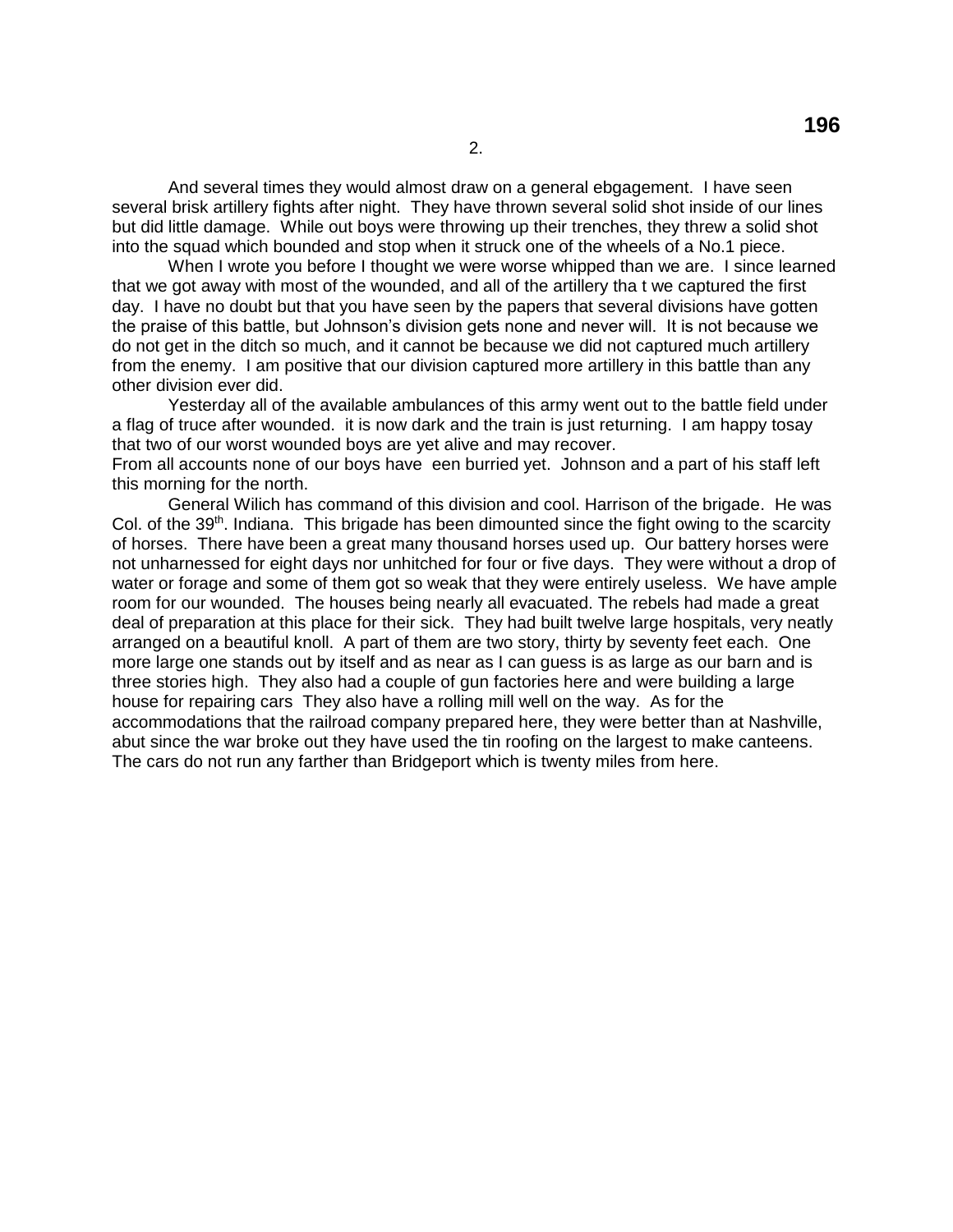2.

And several times they would almost draw on a general ebgagement. I have seen several brisk artillery fights after night. They have thrown several solid shot inside of our lines but did little damage. While out boys were throwing up their trenches, they threw a solid shot into the squad which bounded and stop when it struck one of the wheels of a No.1 piece.

When I wrote you before I thought we were worse whipped than we are. I since learned that we got away with most of the wounded, and all of the artillery tha t we captured the first day. I have no doubt but that you have seen by the papers that several divisions have gotten the praise of this battle, but Johnson's division gets none and never will. It is not because we do not get in the ditch so much, and it cannot be because we did not captured much artillery from the enemy. I am positive that our division captured more artillery in this battle than any other division ever did.

Yesterday all of the available ambulances of this army went out to the battle field under a flag of truce after wounded. it is now dark and the train is just returning. I am happy tosay that two of our worst wounded boys are yet alive and may recover.
From all accounts none of our boys have een burried yet. Johnson and a part of his staff left this morning for the north.

General Wilich has command of this division and cool. Harrison of the brigade. He was Col. of the 39th. Indiana. This brigade has been dimounted since the fight owing to the scarcity of horses. There have been a great many thousand horses used up. Our battery horses were not unharnessed for eight days nor unhitched for four or five days. They were without a drop of water or forage and some of them got so weak that they were entirely useless. We have ample room for our wounded. The houses being nearly all evacuated. The rebels had made a great deal of preparation at this place for their sick. They had built twelve large hospitals, very neatly arranged on a beautiful knoll. A part of them are two story, thirty by seventy feet each. One more large one stands out by itself and as near as I can guess is as large as our barn and is three stories high. They also had a couple of gun factories here and were building a large house for repairing cars They also have a rolling mill well on the way. As for the accommodations that the railroad company prepared here, they were better than at Nashville, abut since the war broke out they have used the tin roofing on the largest to make canteens. The cars do not run any farther than Bridgeport which is twenty miles from here.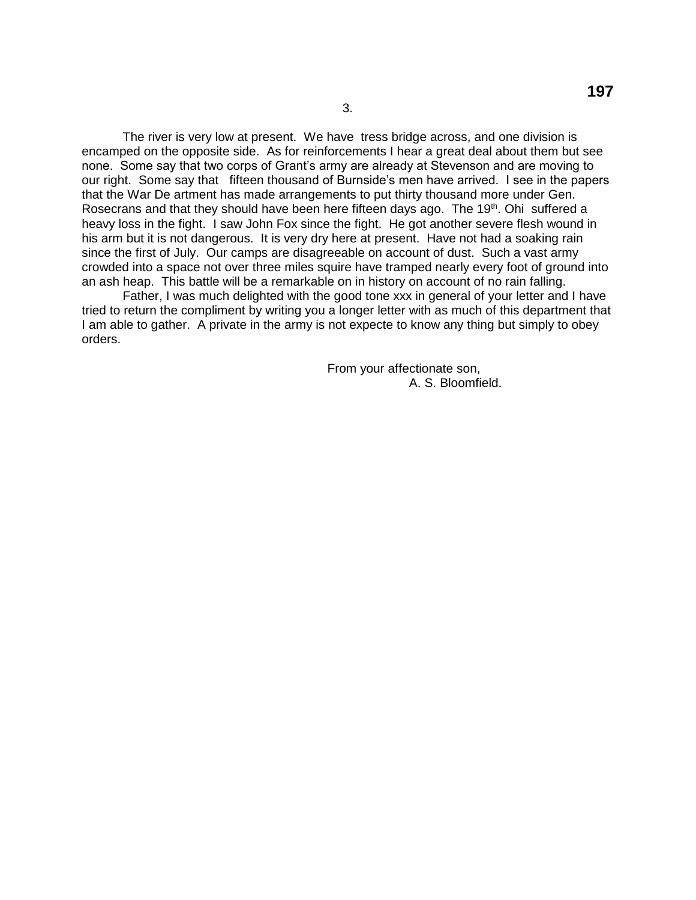3.

The river is very low at present. We have tress bridge across, and one division is encamped on the opposite side. As for reinforcements I hear a great deal about them but see none. Some say that two corps of Grant's army are already at Stevenson and are moving to our right. Some say that fifteen thousand of Burnside's men have arrived. I see in the papers that the War De artment has made arrangements to put thirty thousand more under Gen. Rosecrans and that they should have been here fifteen days ago. The 19th. Ohi suffered a heavy loss in the fight. I saw John Fox since the fight. He got another severe flesh wound in his arm but it is not dangerous. It is very dry here at present. Have not had a soaking rain since the first of July. Our camps are disagreeable on account of dust. Such a vast army crowded into a space not over three miles squire have tramped nearly every foot of ground into an ash heap. This battle will be a remarkable on in history on account of no rain falling.

Father, I was much delighted with the good tone xxx in general of your letter and I have tried to return the compliment by writing you a longer letter with as much of this department that I am able to gather. A private in the army is not expecte to know any thing but simply to obey orders.

From your affectionate son,
A. S. Bloomfield.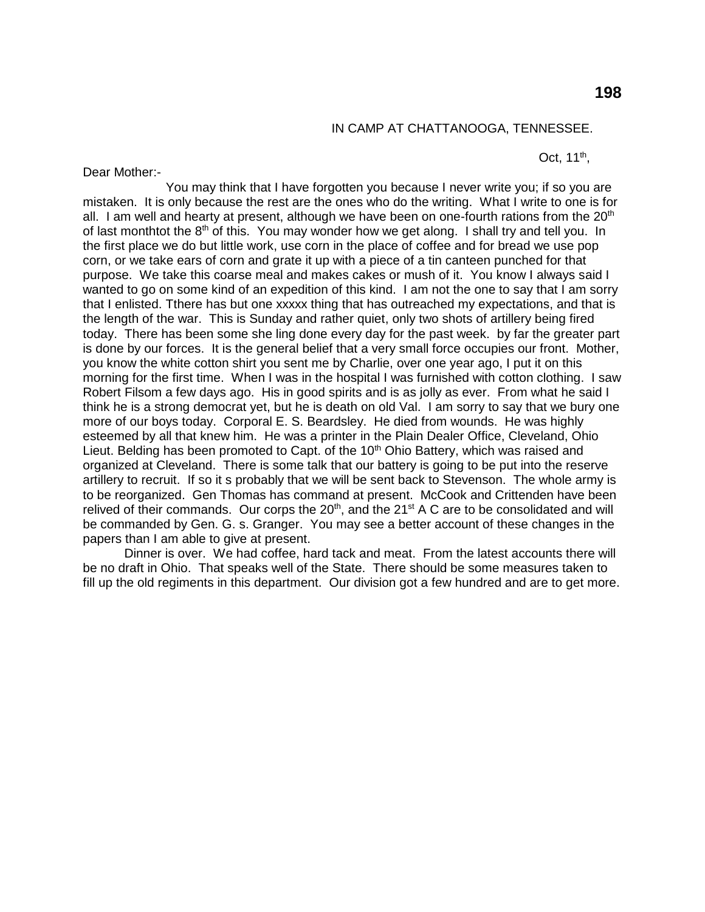IN CAMP AT CHATTANOOGA, TENNESSEE.

Oct, 11th,

Dear Mother:-

You may think that I have forgotten you because I never write you; if so you are mistaken. It is only because the rest are the ones who do the writing. What I write to one is for all. I am well and hearty at present, although we have been on one-fourth rations from the 20th of last monthtot the 8th of this. You may wonder how we get along. I shall try and tell you. In the first place we do but little work, use corn in the place of coffee and for bread we use pop corn, or we take ears of corn and grate it up with a piece of a tin canteen punched for that purpose. We take this coarse meal and makes cakes or mush of it. You know I always said I wanted to go on some kind of an expedition of this kind. I am not the one to say that I am sorry that I enlisted. Tthere has but one xxxxx thing that has outreached my expectations, and that is the length of the war. This is Sunday and rather quiet, only two shots of artillery being fired today. There has been some she ling done every day for the past week. by far the greater part is done by our forces. It is the general belief that a very small force occupies our front. Mother, you know the white cotton shirt you sent me by Charlie, over one year ago, I put it on this morning for the first time. When I was in the hospital I was furnished with cotton clothing. I saw Robert Filsom a few days ago. His in good spirits and is as jolly as ever. From what he said I think he is a strong democrat yet, but he is death on old Val. I am sorry to say that we bury one more of our boys today. Corporal E. S. Beardsley. He died from wounds. He was highly esteemed by all that knew him. He was a printer in the Plain Dealer Office, Cleveland, Ohio Lieut. Belding has been promoted to Capt. of the 10th Ohio Battery, which was raised and organized at Cleveland. There is some talk that our battery is going to be put into the reserve artillery to recruit. If so it s probably that we will be sent back to Stevenson. The whole army is to be reorganized. Gen Thomas has command at present. McCook and Crittenden have been relived of their commands. Our corps the 20th, and the 21st A C are to be consolidated and will be commanded by Gen. G. s. Granger. You may see a better account of these changes in the papers than I am able to give at present.

Dinner is over. We had coffee, hard tack and meat. From the latest accounts there will be no draft in Ohio. That speaks well of the State. There should be some measures taken to fill up the old regiments in this department. Our division got a few hundred and are to get more.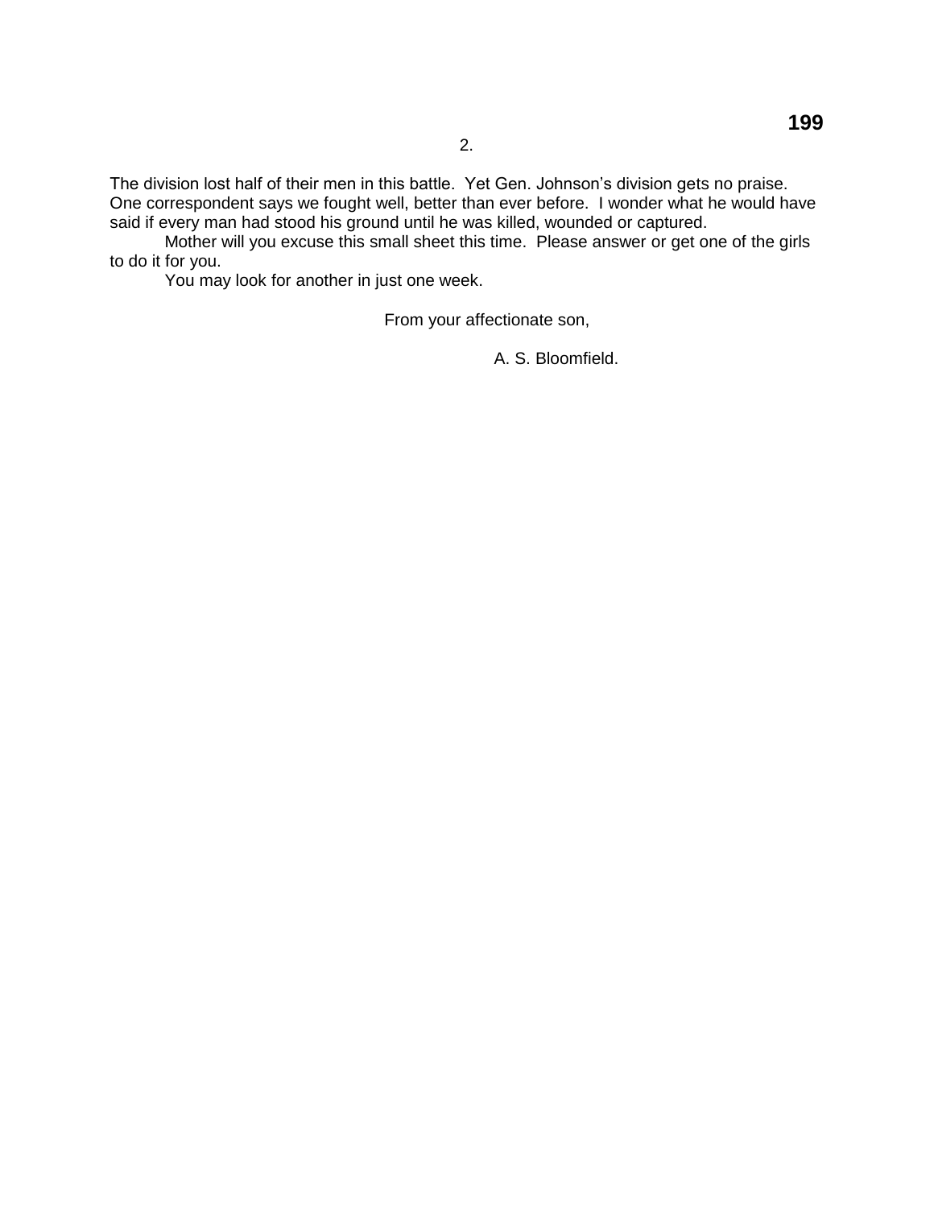The division lost half of their men in this battle. Yet Gen. Johnson's division gets no praise. One correspondent says we fought well, better than ever before. I wonder what he would have said if every man had stood his ground until he was killed, wounded or captured.

Mother will you excuse this small sheet this time. Please answer or get one of the girls to do it for you.

You may look for another in just one week.

From your affectionate son,

A. S. Bloomfield.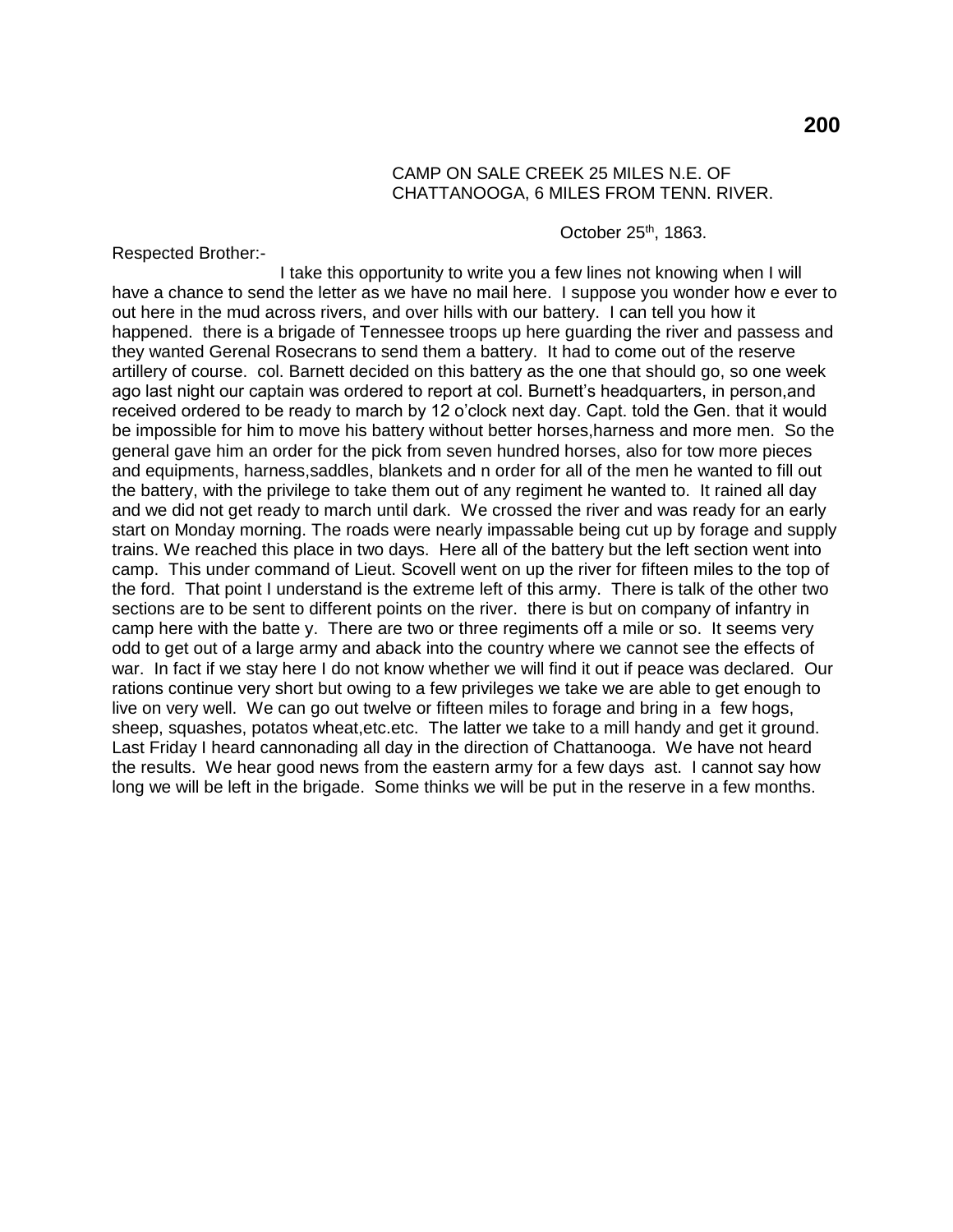CAMP ON SALE CREEK 25 MILES N.E. OF CHATTANOOGA, 6 MILES FROM TENN. RIVER.

October 25th, 1863.

Respected Brother:-

I take this opportunity to write you a few lines not knowing when I will have a chance to send the letter as we have no mail here. I suppose you wonder how e ever to out here in the mud across rivers, and over hills with our battery. I can tell you how it happened. there is a brigade of Tennessee troops up here guarding the river and passess and they wanted Gerenal Rosecrans to send them a battery. It had to come out of the reserve artillery of course. col. Barnett decided on this battery as the one that should go, so one week ago last night our captain was ordered to report at col. Burnett's headquarters, in person,and received ordered to be ready to march by 12 o'clock next day. Capt. told the Gen. that it would be impossible for him to move his battery without better horses,harness and more men. So the general gave him an order for the pick from seven hundred horses, also for tow more pieces and equipments, harness,saddles, blankets and n order for all of the men he wanted to fill out the battery, with the privilege to take them out of any regiment he wanted to. It rained all day and we did not get ready to march until dark. We crossed the river and was ready for an early start on Monday morning. The roads were nearly impassable being cut up by forage and supply trains. We reached this place in two days. Here all of the battery but the left section went into camp. This under command of Lieut. Scovell went on up the river for fifteen miles to the top of the ford. That point I understand is the extreme left of this army. There is talk of the other two sections are to be sent to different points on the river. there is but on company of infantry in camp here with the batte y. There are two or three regiments off a mile or so. It seems very odd to get out of a large army and aback into the country where we cannot see the effects of war. In fact if we stay here I do not know whether we will find it out if peace was declared. Our rations continue very short but owing to a few privileges we take we are able to get enough to live on very well. We can go out twelve or fifteen miles to forage and bring in a few hogs, sheep, squashes, potatos wheat,etc.etc. The latter we take to a mill handy and get it ground. Last Friday I heard cannonading all day in the direction of Chattanooga. We have not heard the results. We hear good news from the eastern army for a few days ast. I cannot say how long we will be left in the brigade. Some thinks we will be put in the reserve in a few months.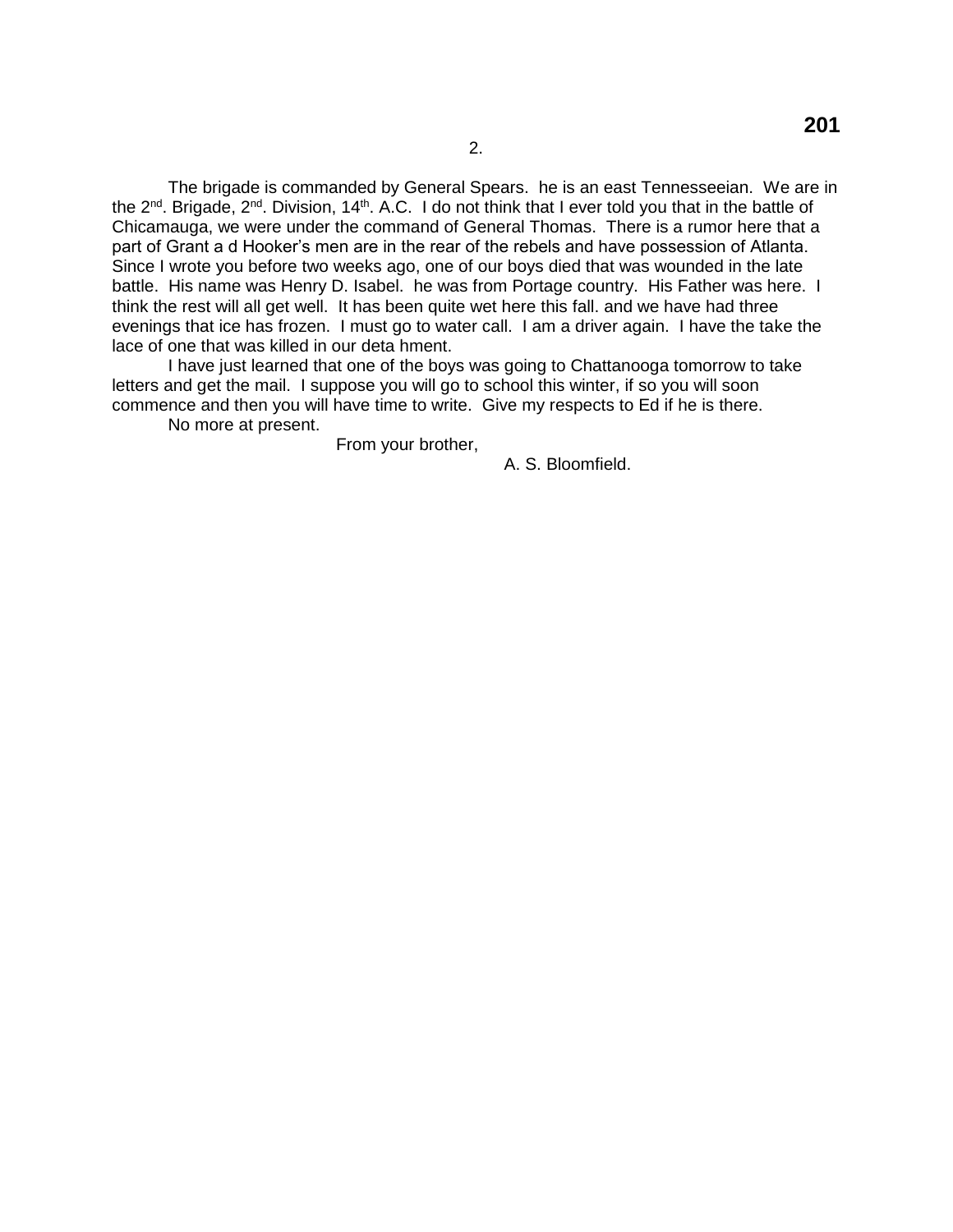2.

The brigade is commanded by General Spears. he is an east Tennesseeian. We are in the 2nd. Brigade, 2nd. Division, 14th. A.C. I do not think that I ever told you that in the battle of Chicamauga, we were under the command of General Thomas. There is a rumor here that a part of Grant a d Hooker's men are in the rear of the rebels and have possession of Atlanta. Since I wrote you before two weeks ago, one of our boys died that was wounded in the late battle. His name was Henry D. Isabel. he was from Portage country. His Father was here. I think the rest will all get well. It has been quite wet here this fall. and we have had three evenings that ice has frozen. I must go to water call. I am a driver again. I have the take the lace of one that was killed in our deta hment.

I have just learned that one of the boys was going to Chattanooga tomorrow to take letters and get the mail. I suppose you will go to school this winter, if so you will soon commence and then you will have time to write. Give my respects to Ed if he is there.

No more at present.

From your brother,

A. S. Bloomfield.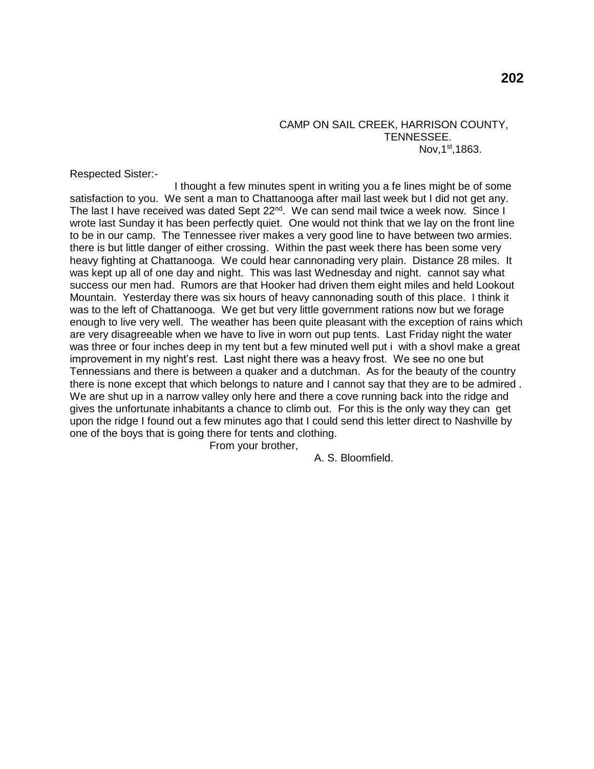CAMP ON SAIL CREEK, HARRISON COUNTY,
TENNESSEE.
Nov,1st,1863.

Respected Sister:-

I thought a few minutes spent in writing you a fe lines might be of some satisfaction to you. We sent a man to Chattanooga after mail last week but I did not get any. The last I have received was dated Sept 22nd. We can send mail twice a week now. Since I wrote last Sunday it has been perfectly quiet. One would not think that we lay on the front line to be in our camp. The Tennessee river makes a very good line to have between two armies. there is but little danger of either crossing. Within the past week there has been some very heavy fighting at Chattanooga. We could hear cannonading very plain. Distance 28 miles. It was kept up all of one day and night. This was last Wednesday and night. cannot say what success our men had. Rumors are that Hooker had driven them eight miles and held Lookout Mountain. Yesterday there was six hours of heavy cannonading south of this place. I think it was to the left of Chattanooga. We get but very little government rations now but we forage enough to live very well. The weather has been quite pleasant with the exception of rains which are very disagreeable when we have to live in worn out pup tents. Last Friday night the water was three or four inches deep in my tent but a few minuted well put i with a shovl make a great improvement in my night's rest. Last night there was a heavy frost. We see no one but Tennessians and there is between a quaker and a dutchman. As for the beauty of the country there is none except that which belongs to nature and I cannot say that they are to be admired . We are shut up in a narrow valley only here and there a cove running back into the ridge and gives the unfortunate inhabitants a chance to climb out. For this is the only way they can get upon the ridge I found out a few minutes ago that I could send this letter direct to Nashville by one of the boys that is going there for tents and clothing.

From your brother,

A. S. Bloomfield.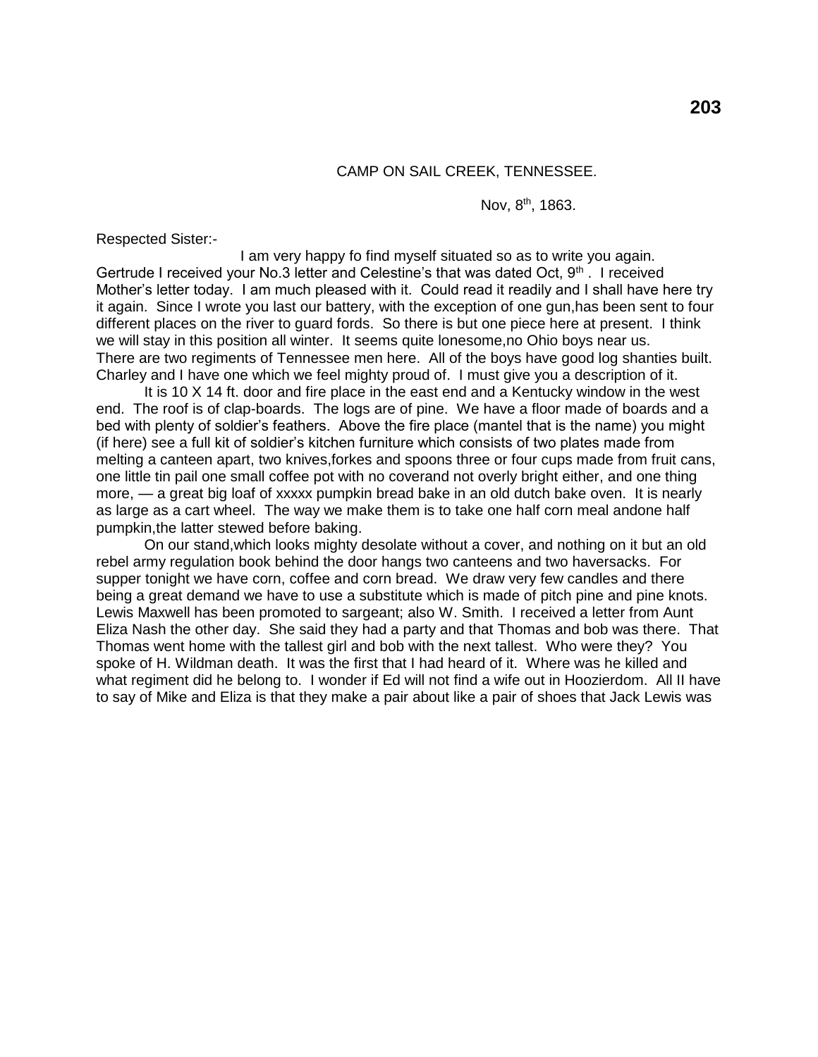CAMP ON SAIL CREEK, TENNESSEE.

Nov, 8th, 1863.

Respected Sister:-

I am very happy fo find myself situated so as to write you again. Gertrude I received your No.3 letter and Celestine's that was dated Oct, 9th . I received Mother's letter today. I am much pleased with it. Could read it readily and I shall have here try it again. Since I wrote you last our battery, with the exception of one gun,has been sent to four different places on the river to guard fords. So there is but one piece here at present. I think we will stay in this position all winter. It seems quite lonesome,no Ohio boys near us. There are two regiments of Tennessee men here. All of the boys have good log shanties built. Charley and I have one which we feel mighty proud of. I must give you a description of it.

It is 10 X 14 ft. door and fire place in the east end and a Kentucky window in the west end. The roof is of clap-boards. The logs are of pine. We have a floor made of boards and a bed with plenty of soldier's feathers. Above the fire place (mantel that is the name) you might (if here) see a full kit of soldier's kitchen furniture which consists of two plates made from melting a canteen apart, two knives,forkes and spoons three or four cups made from fruit cans, one little tin pail one small coffee pot with no coverand not overly bright either, and one thing more, — a great big loaf of xxxxx pumpkin bread bake in an old dutch bake oven. It is nearly as large as a cart wheel. The way we make them is to take one half corn meal andone half pumpkin,the latter stewed before baking.

On our stand,which looks mighty desolate without a cover, and nothing on it but an old rebel army regulation book behind the door hangs two canteens and two haversacks. For supper tonight we have corn, coffee and corn bread. We draw very few candles and there being a great demand we have to use a substitute which is made of pitch pine and pine knots. Lewis Maxwell has been promoted to sargeant; also W. Smith. I received a letter from Aunt Eliza Nash the other day. She said they had a party and that Thomas and bob was there. That Thomas went home with the tallest girl and bob with the next tallest. Who were they? You spoke of H. Wildman death. It was the first that I had heard of it. Where was he killed and what regiment did he belong to. I wonder if Ed will not find a wife out in Hoozierdom. All II have to say of Mike and Eliza is that they make a pair about like a pair of shoes that Jack Lewis was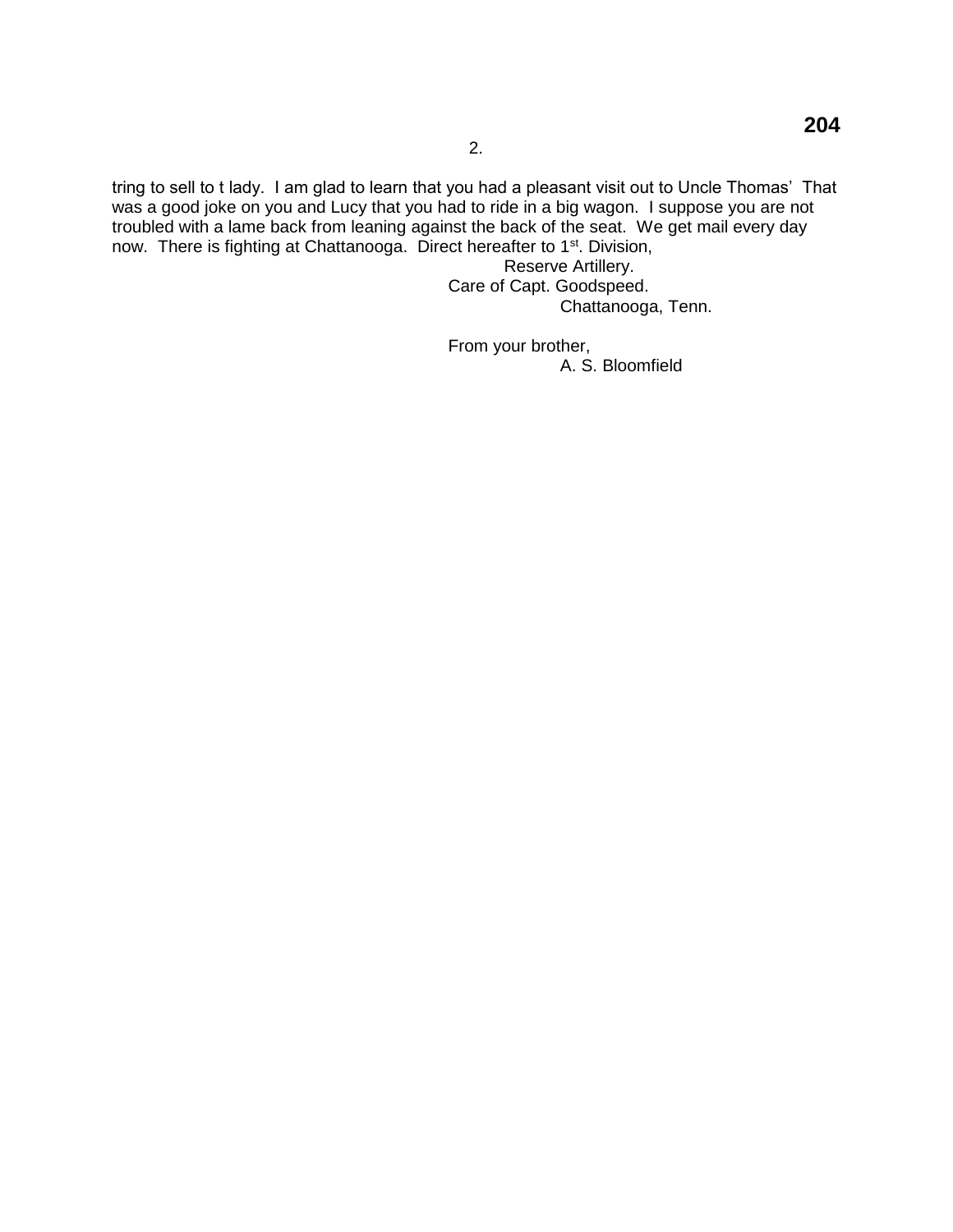tring to sell to t lady. I am glad to learn that you had a pleasant visit out to Uncle Thomas' That was a good joke on you and Lucy that you had to ride in a big wagon. I suppose you are not troubled with a lame back from leaning against the back of the seat. We get mail every day now. There is fighting at Chattanooga. Direct hereafter to 1st. Division,

Reserve Artillery.
Care of Capt. Goodspeed.
Chattanooga, Tenn.

From your brother,
A. S. Bloomfield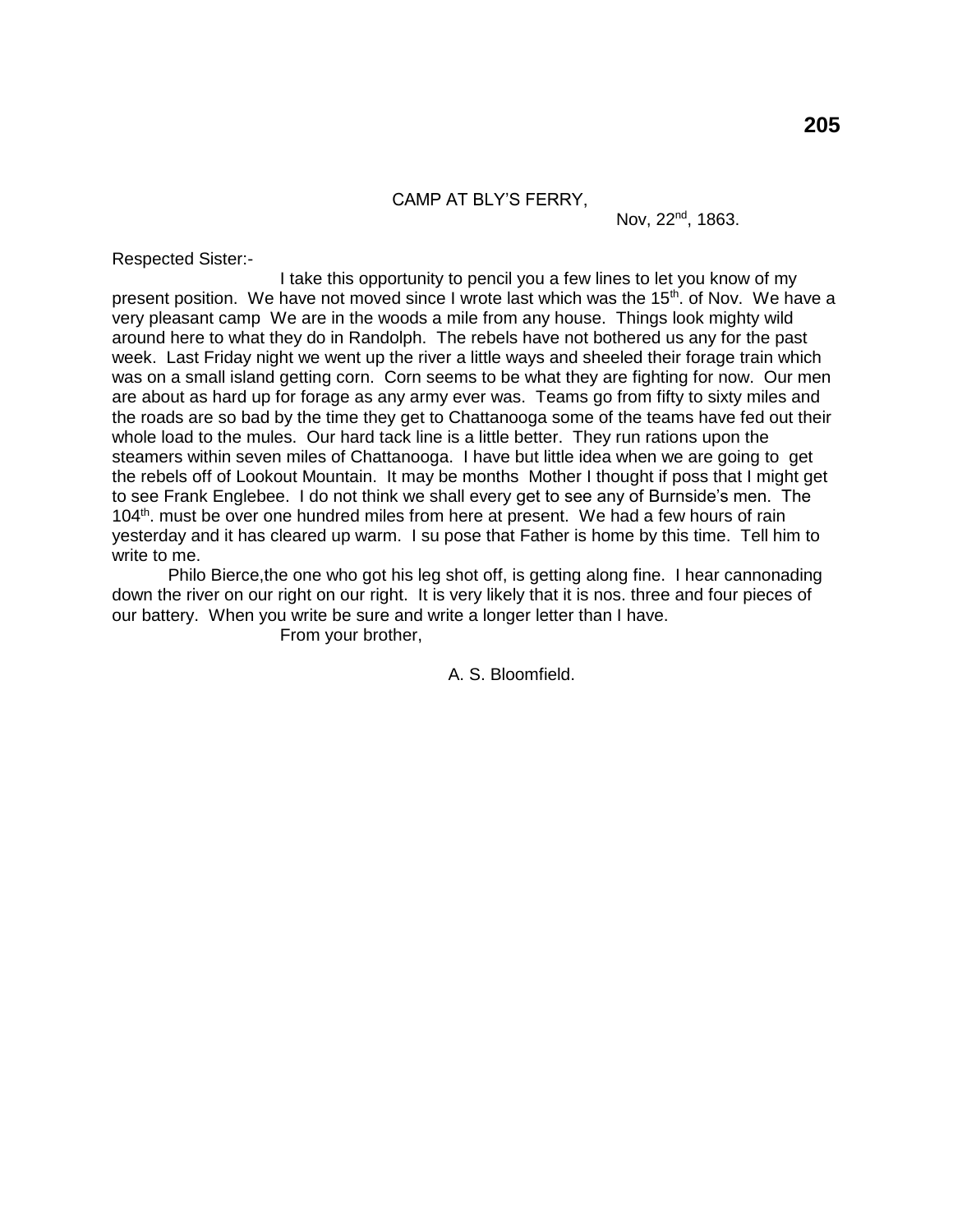CAMP AT BLY'S FERRY,

Nov, 22nd, 1863.

Respected Sister:-

I take this opportunity to pencil you a few lines to let you know of my present position. We have not moved since I wrote last which was the 15th. of Nov. We have a very pleasant camp We are in the woods a mile from any house. Things look mighty wild around here to what they do in Randolph. The rebels have not bothered us any for the past week. Last Friday night we went up the river a little ways and sheeled their forage train which was on a small island getting corn. Corn seems to be what they are fighting for now. Our men are about as hard up for forage as any army ever was. Teams go from fifty to sixty miles and the roads are so bad by the time they get to Chattanooga some of the teams have fed out their whole load to the mules. Our hard tack line is a little better. They run rations upon the steamers within seven miles of Chattanooga. I have but little idea when we are going to get the rebels off of Lookout Mountain. It may be months Mother I thought if poss that I might get to see Frank Englebee. I do not think we shall every get to see any of Burnside's men. The 104th. must be over one hundred miles from here at present. We had a few hours of rain yesterday and it has cleared up warm. I su pose that Father is home by this time. Tell him to write to me.

Philo Bierce,the one who got his leg shot off, is getting along fine. I hear cannonading down the river on our right on our right. It is very likely that it is nos. three and four pieces of our battery. When you write be sure and write a longer letter than I have.

From your brother,

A. S. Bloomfield.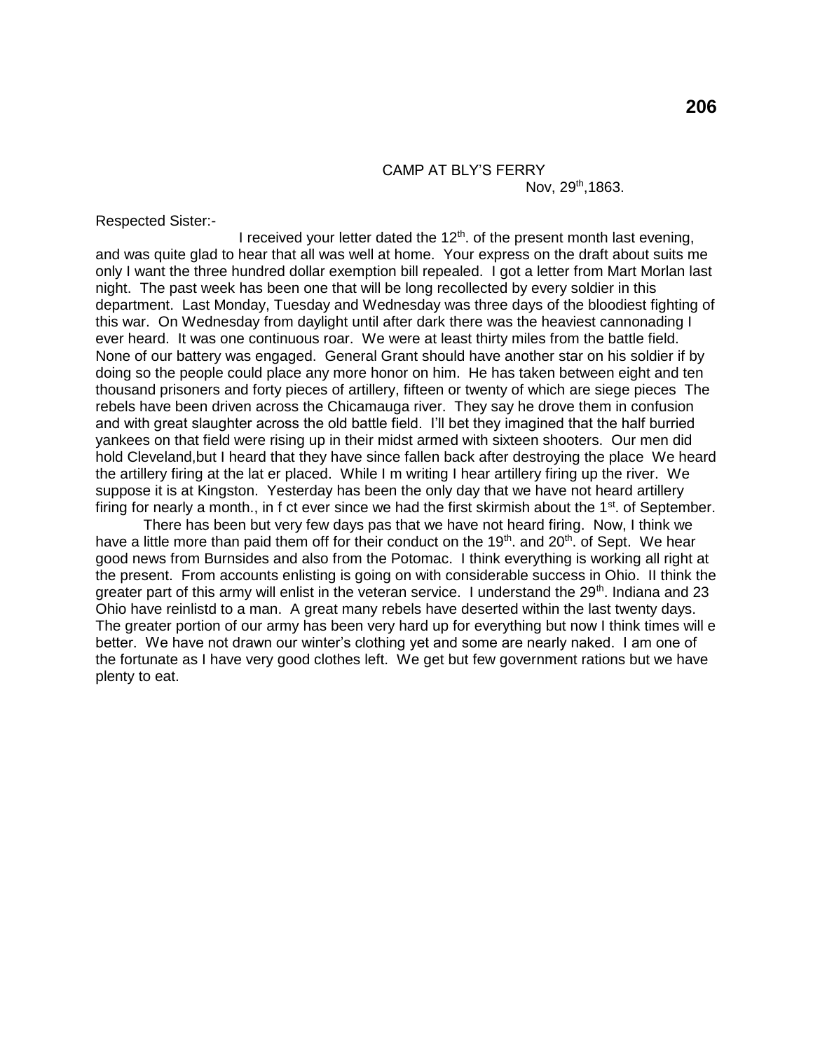CAMP AT BLY'S FERRY
Nov, 29th,1863.

Respected Sister:-

I received your letter dated the 12th. of the present month last evening, and was quite glad to hear that all was well at home. Your express on the draft about suits me only I want the three hundred dollar exemption bill repealed. I got a letter from Mart Morlan last night. The past week has been one that will be long recollected by every soldier in this department. Last Monday, Tuesday and Wednesday was three days of the bloodiest fighting of this war. On Wednesday from daylight until after dark there was the heaviest cannonading I ever heard. It was one continuous roar. We were at least thirty miles from the battle field. None of our battery was engaged. General Grant should have another star on his soldier if by doing so the people could place any more honor on him. He has taken between eight and ten thousand prisoners and forty pieces of artillery, fifteen or twenty of which are siege pieces The rebels have been driven across the Chicamauga river. They say he drove them in confusion and with great slaughter across the old battle field. I'll bet they imagined that the half burried yankees on that field were rising up in their midst armed with sixteen shooters. Our men did hold Cleveland,but I heard that they have since fallen back after destroying the place We heard the artillery firing at the lat er placed. While I m writing I hear artillery firing up the river. We suppose it is at Kingston. Yesterday has been the only day that we have not heard artillery firing for nearly a month., in f ct ever since we had the first skirmish about the 1st. of September.

There has been but very few days pas that we have not heard firing. Now, I think we have a little more than paid them off for their conduct on the 19th. and 20th. of Sept. We hear good news from Burnsides and also from the Potomac. I think everything is working all right at the present. From accounts enlisting is going on with considerable success in Ohio. II think the greater part of this army will enlist in the veteran service. I understand the 29th. Indiana and 23 Ohio have reinlistd to a man. A great many rebels have deserted within the last twenty days. The greater portion of our army has been very hard up for everything but now I think times will e better. We have not drawn our winter's clothing yet and some are nearly naked. I am one of the fortunate as I have very good clothes left. We get but few government rations but we have plenty to eat.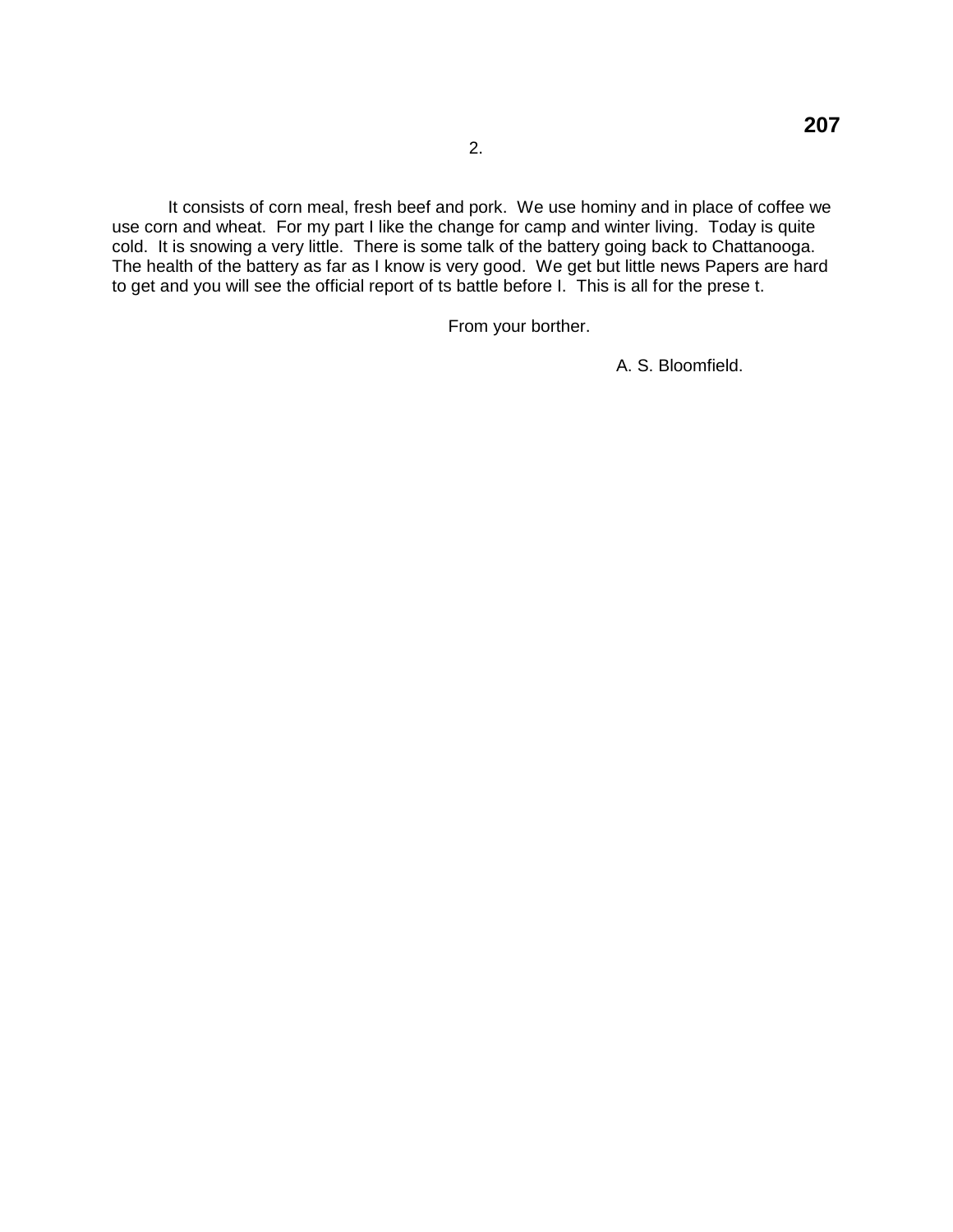It consists of corn meal, fresh beef and pork. We use hominy and in place of coffee we use corn and wheat. For my part I like the change for camp and winter living. Today is quite cold. It is snowing a very little. There is some talk of the battery going back to Chattanooga. The health of the battery as far as I know is very good. We get but little news Papers are hard to get and you will see the official report of ts battle before I. This is all for the prese t.

From your borther.

A. S. Bloomfield.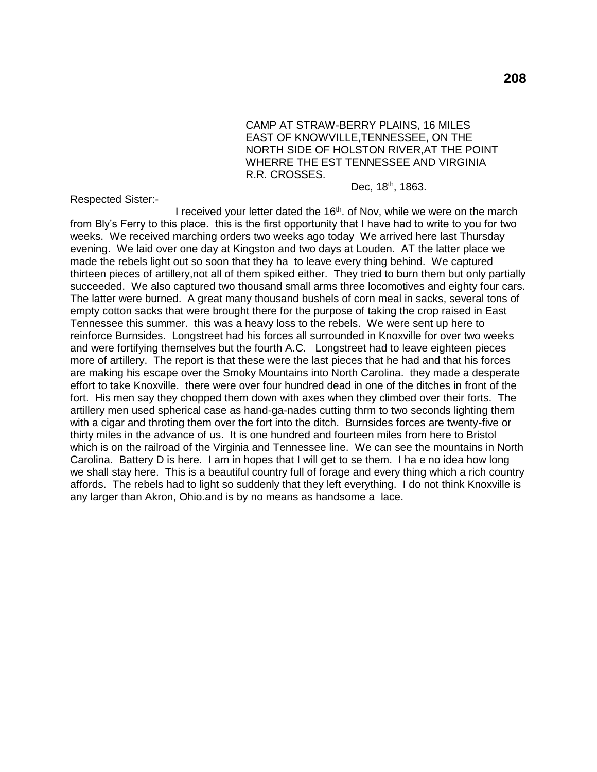CAMP AT STRAW-BERRY PLAINS, 16 MILES EAST OF KNOWVILLE,TENNESSEE, ON THE NORTH SIDE OF HOLSTON RIVER,AT THE POINT WHERRE THE EST TENNESSEE AND VIRGINIA R.R. CROSSES.

Dec, 18th, 1863.

Respected Sister:-

I received your letter dated the 16th. of Nov, while we were on the march from Bly's Ferry to this place. this is the first opportunity that I have had to write to you for two weeks. We received marching orders two weeks ago today We arrived here last Thursday evening. We laid over one day at Kingston and two days at Louden. AT the latter place we made the rebels light out so soon that they ha to leave every thing behind. We captured thirteen pieces of artillery,not all of them spiked either. They tried to burn them but only partially succeeded. We also captured two thousand small arms three locomotives and eighty four cars. The latter were burned. A great many thousand bushels of corn meal in sacks, several tons of empty cotton sacks that were brought there for the purpose of taking the crop raised in East Tennessee this summer. this was a heavy loss to the rebels. We were sent up here to reinforce Burnsides. Longstreet had his forces all surrounded in Knoxville for over two weeks and were fortifying themselves but the fourth A.C. Longstreet had to leave eighteen pieces more of artillery. The report is that these were the last pieces that he had and that his forces are making his escape over the Smoky Mountains into North Carolina. they made a desperate effort to take Knoxville. there were over four hundred dead in one of the ditches in front of the fort. His men say they chopped them down with axes when they climbed over their forts. The artillery men used spherical case as hand-ga-nades cutting thrm to two seconds lighting them with a cigar and throting them over the fort into the ditch. Burnsides forces are twenty-five or thirty miles in the advance of us. It is one hundred and fourteen miles from here to Bristol which is on the railroad of the Virginia and Tennessee line. We can see the mountains in North Carolina. Battery D is here. I am in hopes that I will get to se them. I ha e no idea how long we shall stay here. This is a beautiful country full of forage and every thing which a rich country affords. The rebels had to light so suddenly that they left everything. I do not think Knoxville is any larger than Akron, Ohio.and is by no means as handsome a lace.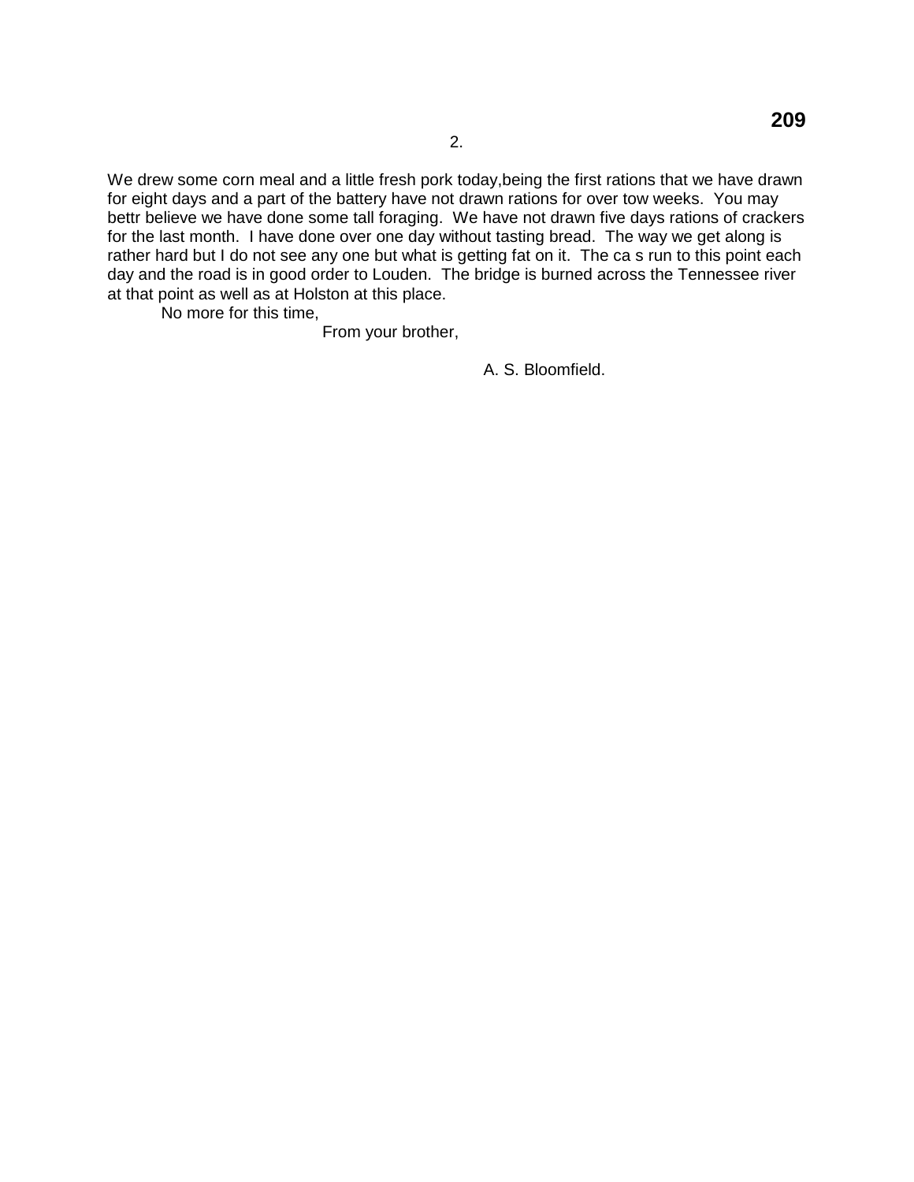We drew some corn meal and a little fresh pork today,being the first rations that we have drawn for eight days and a part of the battery have not drawn rations for over tow weeks. You may bettr believe we have done some tall foraging. We have not drawn five days rations of crackers for the last month. I have done over one day without tasting bread. The way we get along is rather hard but I do not see any one but what is getting fat on it. The ca s run to this point each day and the road is in good order to Louden. The bridge is burned across the Tennessee river at that point as well as at Holston at this place.

No more for this time,

From your brother,

A. S. Bloomfield.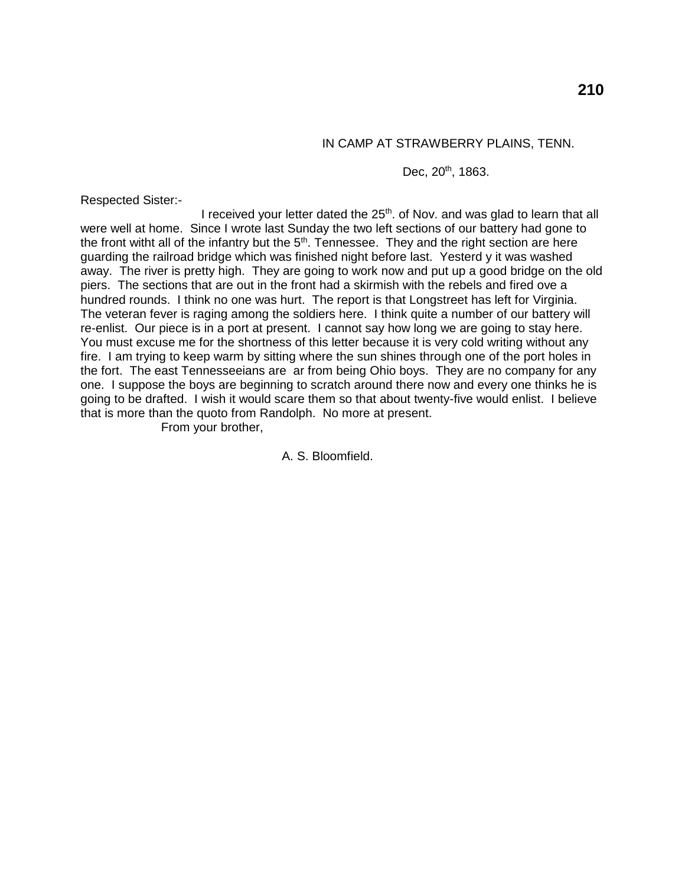IN CAMP AT STRAWBERRY PLAINS, TENN.

Dec, 20th, 1863.

Respected Sister:-

I received your letter dated the 25th. of Nov. and was glad to learn that all were well at home. Since I wrote last Sunday the two left sections of our battery had gone to the front witht all of the infantry but the 5th. Tennessee. They and the right section are here guarding the railroad bridge which was finished night before last. Yesterd y it was washed away. The river is pretty high. They are going to work now and put up a good bridge on the old piers. The sections that are out in the front had a skirmish with the rebels and fired ove a hundred rounds. I think no one was hurt. The report is that Longstreet has left for Virginia. The veteran fever is raging among the soldiers here. I think quite a number of our battery will re-enlist. Our piece is in a port at present. I cannot say how long we are going to stay here. You must excuse me for the shortness of this letter because it is very cold writing without any fire. I am trying to keep warm by sitting where the sun shines through one of the port holes in the fort. The east Tennesseeians are ar from being Ohio boys. They are no company for any one. I suppose the boys are beginning to scratch around there now and every one thinks he is going to be drafted. I wish it would scare them so that about twenty-five would enlist. I believe that is more than the quoto from Randolph. No more at present.

From your brother,

A. S. Bloomfield.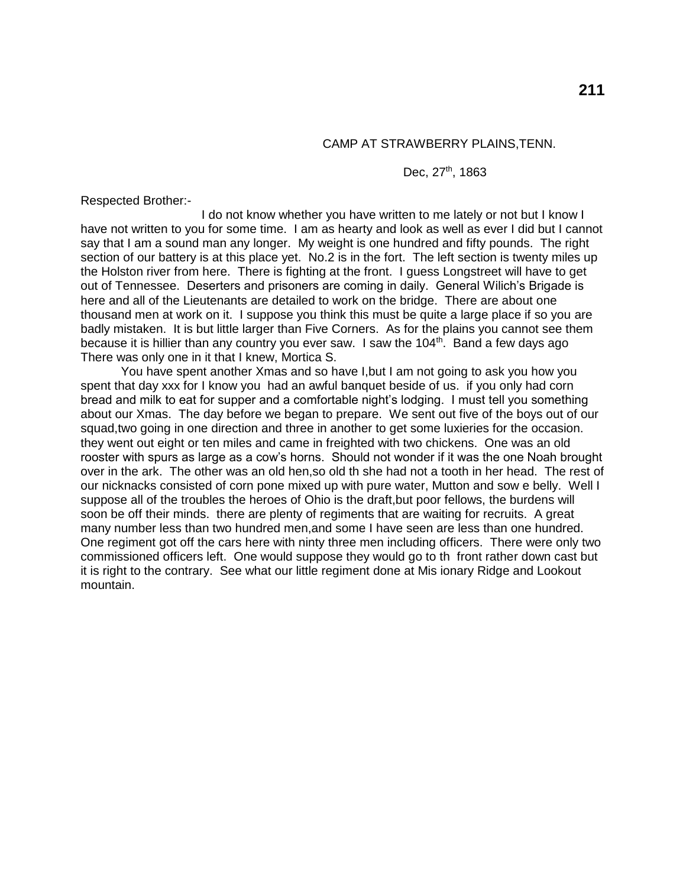CAMP AT STRAWBERRY PLAINS,TENN.

Dec, 27th, 1863

Respected Brother:-

I do not know whether you have written to me lately or not but I know I have not written to you for some time. I am as hearty and look as well as ever I did but I cannot say that I am a sound man any longer. My weight is one hundred and fifty pounds. The right section of our battery is at this place yet. No.2 is in the fort. The left section is twenty miles up the Holston river from here. There is fighting at the front. I guess Longstreet will have to get out of Tennessee. Deserters and prisoners are coming in daily. General Wilich's Brigade is here and all of the Lieutenants are detailed to work on the bridge. There are about one thousand men at work on it. I suppose you think this must be quite a large place if so you are badly mistaken. It is but little larger than Five Corners. As for the plains you cannot see them because it is hillier than any country you ever saw. I saw the 104th. Band a few days ago There was only one in it that I knew, Mortica S.

You have spent another Xmas and so have I,but I am not going to ask you how you spent that day xxx for I know you had an awful banquet beside of us. if you only had corn bread and milk to eat for supper and a comfortable night's lodging. I must tell you something about our Xmas. The day before we began to prepare. We sent out five of the boys out of our squad,two going in one direction and three in another to get some luxieries for the occasion. they went out eight or ten miles and came in freighted with two chickens. One was an old rooster with spurs as large as a cow's horns. Should not wonder if it was the one Noah brought over in the ark. The other was an old hen,so old th she had not a tooth in her head. The rest of our nicknacks consisted of corn pone mixed up with pure water, Mutton and sow e belly. Well I suppose all of the troubles the heroes of Ohio is the draft,but poor fellows, the burdens will soon be off their minds. there are plenty of regiments that are waiting for recruits. A great many number less than two hundred men,and some I have seen are less than one hundred. One regiment got off the cars here with ninty three men including officers. There were only two commissioned officers left. One would suppose they would go to th front rather down cast but it is right to the contrary. See what our little regiment done at Mis ionary Ridge and Lookout mountain.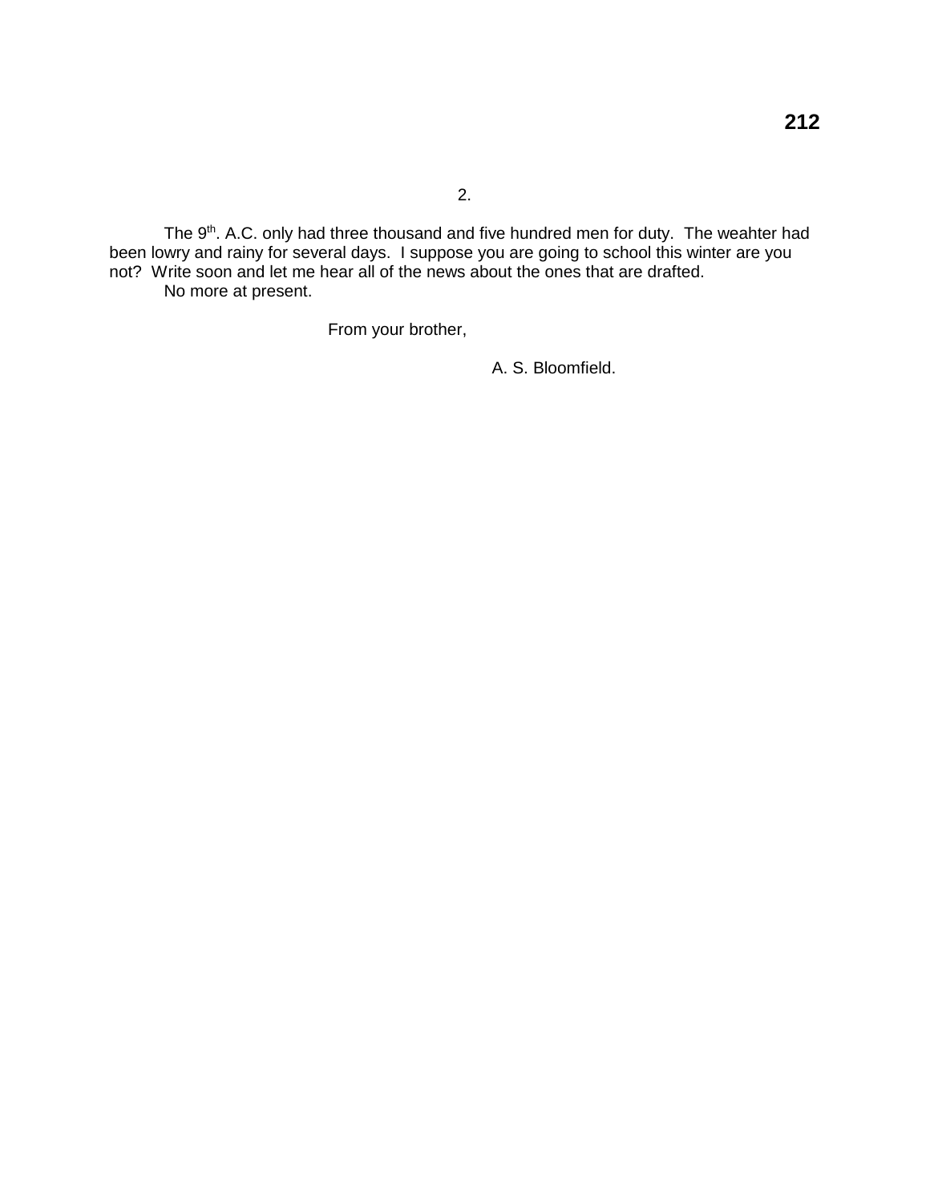2.

The 9th. A.C. only had three thousand and five hundred men for duty. The weahter had been lowry and rainy for several days. I suppose you are going to school this winter are you not? Write soon and let me hear all of the news about the ones that are drafted.

No more at present.

From your brother,

A. S. Bloomfield.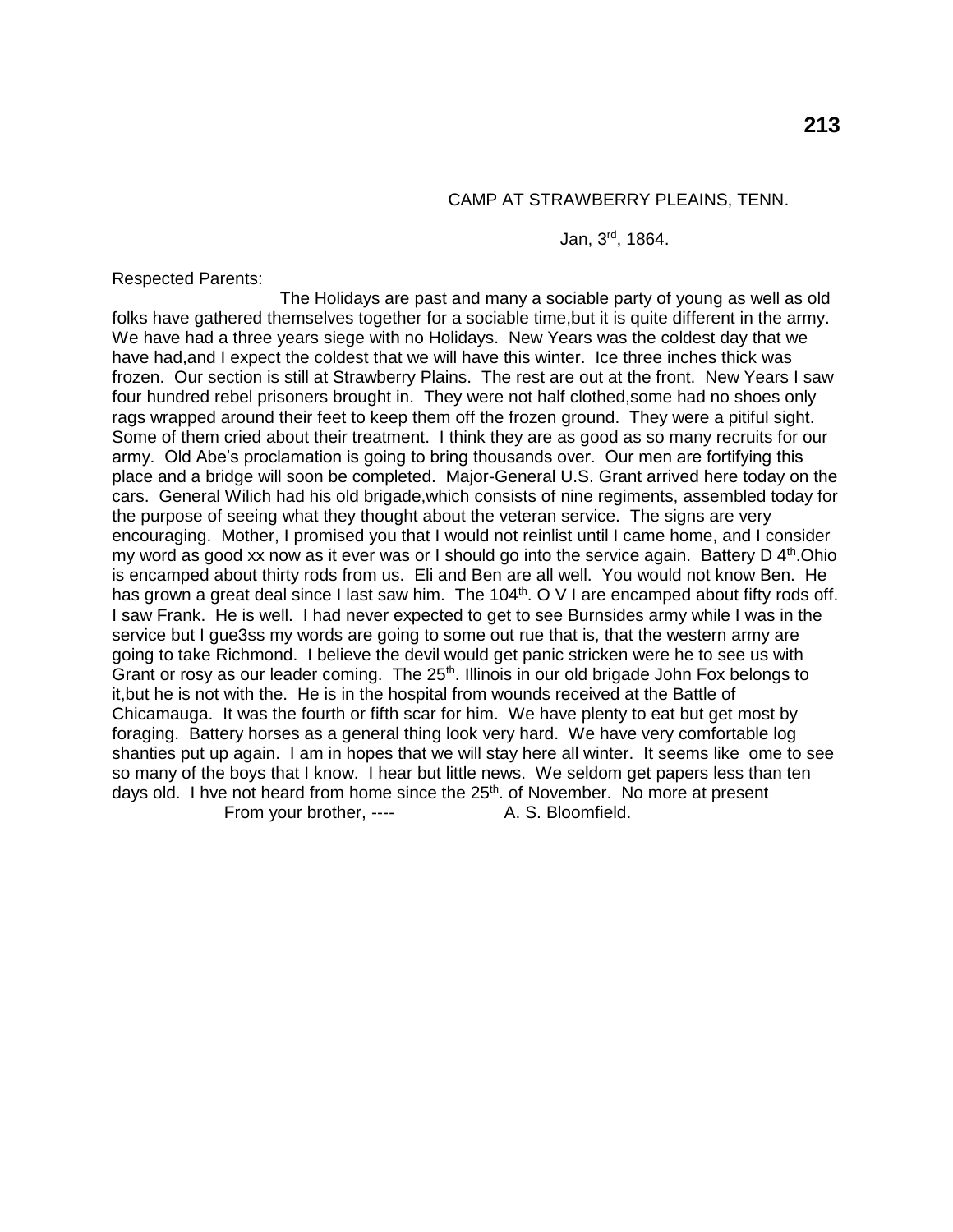CAMP AT STRAWBERRY PLEAINS, TENN.

Jan, 3rd, 1864.

Respected Parents:

The Holidays are past and many a sociable party of young as well as old folks have gathered themselves together for a sociable time,but it is quite different in the army. We have had a three years siege with no Holidays. New Years was the coldest day that we have had,and I expect the coldest that we will have this winter. Ice three inches thick was frozen. Our section is still at Strawberry Plains. The rest are out at the front. New Years I saw four hundred rebel prisoners brought in. They were not half clothed,some had no shoes only rags wrapped around their feet to keep them off the frozen ground. They were a pitiful sight. Some of them cried about their treatment. I think they are as good as so many recruits for our army. Old Abe's proclamation is going to bring thousands over. Our men are fortifying this place and a bridge will soon be completed. Major-General U.S. Grant arrived here today on the cars. General Wilich had his old brigade,which consists of nine regiments, assembled today for the purpose of seeing what they thought about the veteran service. The signs are very encouraging. Mother, I promised you that I would not reinlist until I came home, and I consider my word as good xx now as it ever was or I should go into the service again. Battery D 4th.Ohio is encamped about thirty rods from us. Eli and Ben are all well. You would not know Ben. He has grown a great deal since I last saw him. The 104th. O V I are encamped about fifty rods off. I saw Frank. He is well. I had never expected to get to see Burnsides army while I was in the service but I gue3ss my words are going to some out rue that is, that the western army are going to take Richmond. I believe the devil would get panic stricken were he to see us with Grant or rosy as our leader coming. The 25th. Illinois in our old brigade John Fox belongs to it,but he is not with the. He is in the hospital from wounds received at the Battle of Chicamauga. It was the fourth or fifth scar for him. We have plenty to eat but get most by foraging. Battery horses as a general thing look very hard. We have very comfortable log shanties put up again. I am in hopes that we will stay here all winter. It seems like ome to see so many of the boys that I know. I hear but little news. We seldom get papers less than ten days old. I hve not heard from home since the 25th. of November. No more at present

From your brother, ---- A. S. Bloomfield.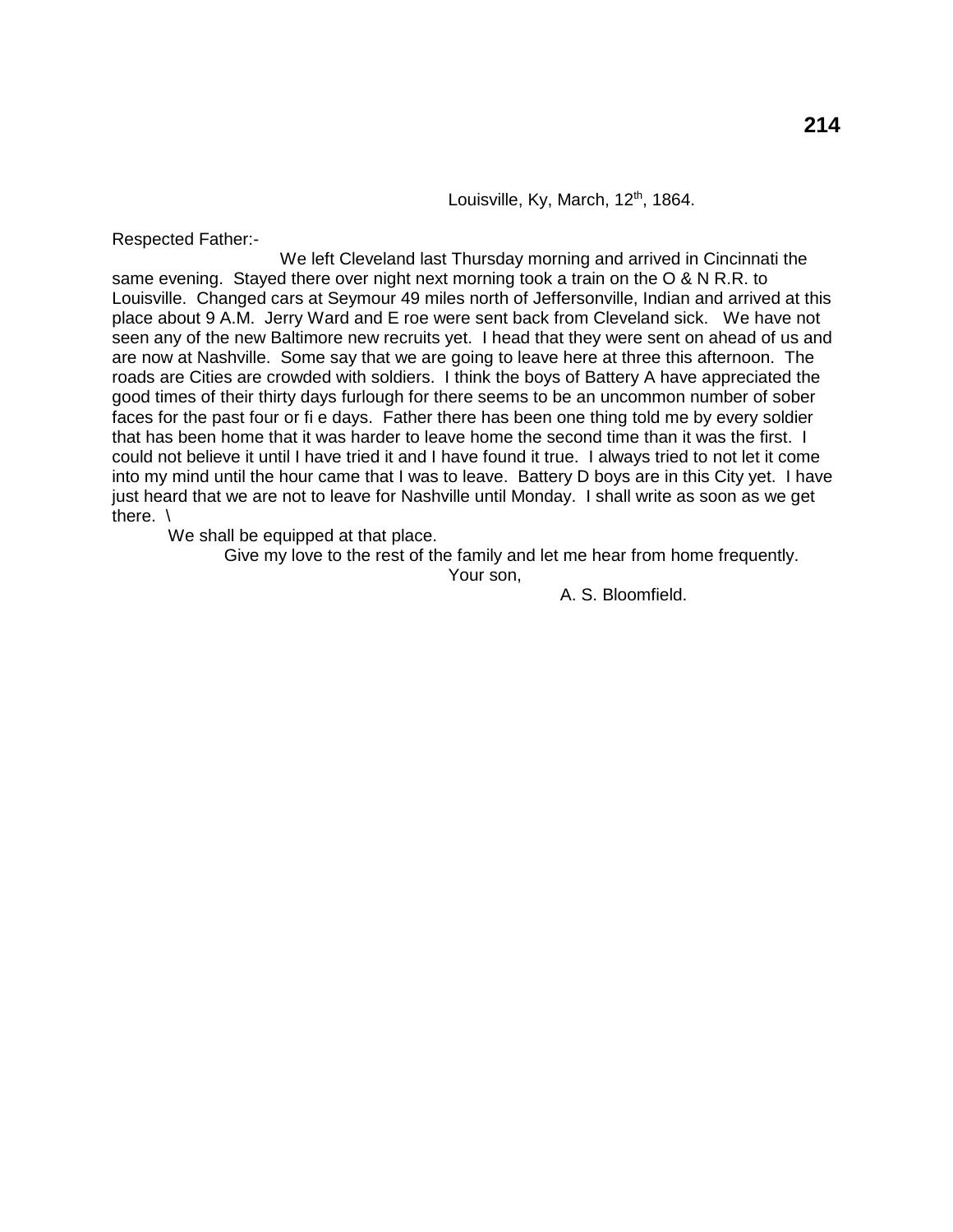Louisville, Ky, March, 12th, 1864.

Respected Father:-

We left Cleveland last Thursday morning and arrived in Cincinnati the same evening. Stayed there over night next morning took a train on the O & N R.R. to Louisville. Changed cars at Seymour 49 miles north of Jeffersonville, Indian and arrived at this place about 9 A.M. Jerry Ward and E roe were sent back from Cleveland sick. We have not seen any of the new Baltimore new recruits yet. I head that they were sent on ahead of us and are now at Nashville. Some say that we are going to leave here at three this afternoon. The roads are Cities are crowded with soldiers. I think the boys of Battery A have appreciated the good times of their thirty days furlough for there seems to be an uncommon number of sober faces for the past four or fi e days. Father there has been one thing told me by every soldier that has been home that it was harder to leave home the second time than it was the first. I could not believe it until I have tried it and I have found it true. I always tried to not let it come into my mind until the hour came that I was to leave. Battery D boys are in this City yet. I have just heard that we are not to leave for Nashville until Monday. I shall write as soon as we get there. \

We shall be equipped at that place.

Give my love to the rest of the family and let me hear from home frequently.

Your son,

A. S. Bloomfield.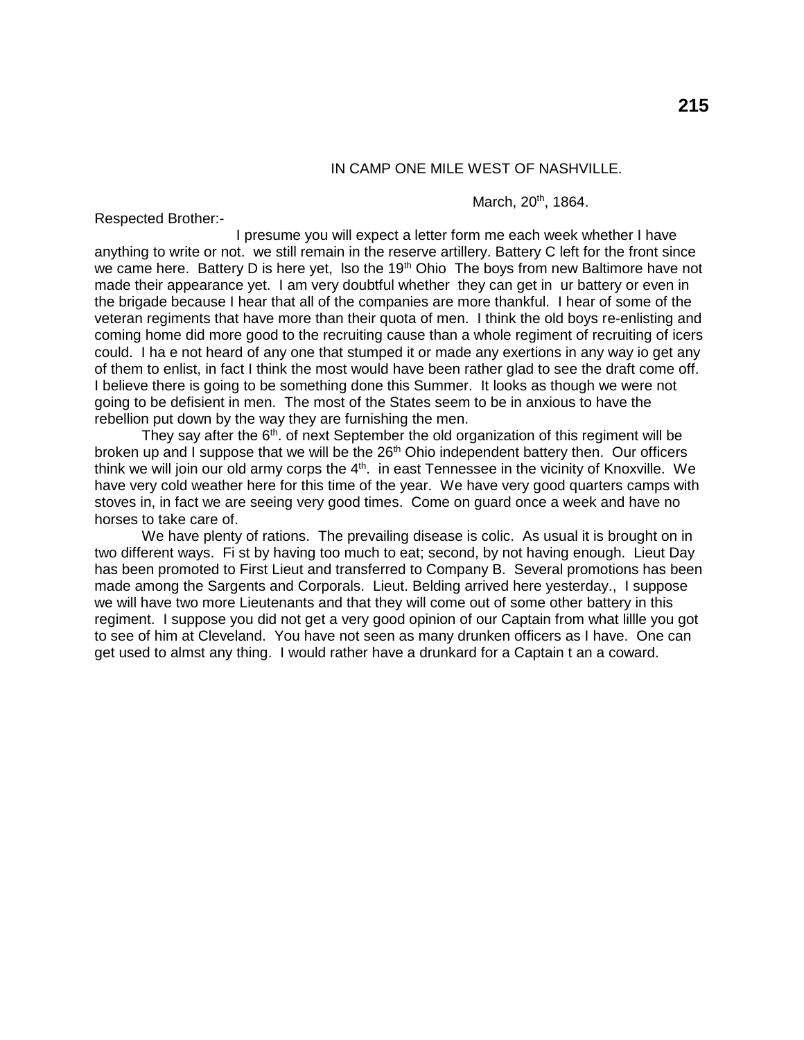IN CAMP ONE MILE WEST OF NASHVILLE.

March, 20th, 1864.

Respected Brother:-

I presume you will expect a letter form me each week whether I have anything to write or not. we still remain in the reserve artillery. Battery C left for the front since we came here. Battery D is here yet, lso the 19th Ohio The boys from new Baltimore have not made their appearance yet. I am very doubtful whether they can get in ur battery or even in the brigade because I hear that all of the companies are more thankful. I hear of some of the veteran regiments that have more than their quota of men. I think the old boys re-enlisting and coming home did more good to the recruiting cause than a whole regiment of recruiting of icers could. I ha e not heard of any one that stumped it or made any exertions in any way io get any of them to enlist, in fact I think the most would have been rather glad to see the draft come off. I believe there is going to be something done this Summer. It looks as though we were not going to be defisient in men. The most of the States seem to be in anxious to have the rebellion put down by the way they are furnishing the men.

They say after the 6th. of next September the old organization of this regiment will be broken up and I suppose that we will be the 26th Ohio independent battery then. Our officers think we will join our old army corps the 4th. in east Tennessee in the vicinity of Knoxville. We have very cold weather here for this time of the year. We have very good quarters camps with stoves in, in fact we are seeing very good times. Come on guard once a week and have no horses to take care of.

We have plenty of rations. The prevailing disease is colic. As usual it is brought on in two different ways. Fi st by having too much to eat; second, by not having enough. Lieut Day has been promoted to First Lieut and transferred to Company B. Several promotions has been made among the Sargents and Corporals. Lieut. Belding arrived here yesterday., I suppose we will have two more Lieutenants and that they will come out of some other battery in this regiment. I suppose you did not get a very good opinion of our Captain from what lillle you got to see of him at Cleveland. You have not seen as many drunken officers as I have. One can get used to almst any thing. I would rather have a drunkard for a Captain t an a coward.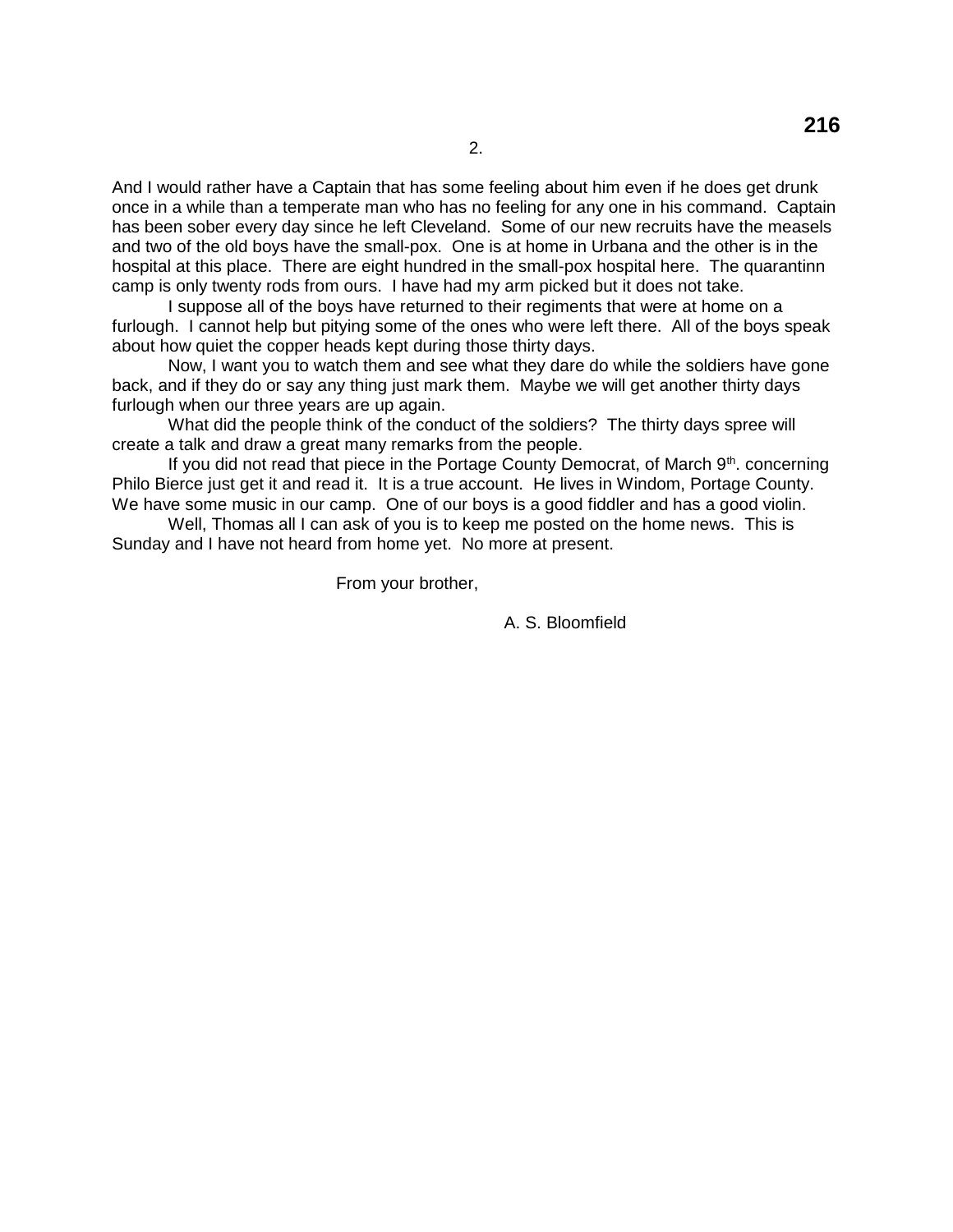And I would rather have a Captain that has some feeling about him even if he does get drunk once in a while than a temperate man who has no feeling for any one in his command. Captain has been sober every day since he left Cleveland. Some of our new recruits have the measels and two of the old boys have the small-pox. One is at home in Urbana and the other is in the hospital at this place. There are eight hundred in the small-pox hospital here. The quarantinn camp is only twenty rods from ours. I have had my arm picked but it does not take.

I suppose all of the boys have returned to their regiments that were at home on a furlough. I cannot help but pitying some of the ones who were left there. All of the boys speak about how quiet the copper heads kept during those thirty days.

Now, I want you to watch them and see what they dare do while the soldiers have gone back, and if they do or say any thing just mark them. Maybe we will get another thirty days furlough when our three years are up again.

What did the people think of the conduct of the soldiers? The thirty days spree will create a talk and draw a great many remarks from the people.

If you did not read that piece in the Portage County Democrat, of March 9th. concerning Philo Bierce just get it and read it. It is a true account. He lives in Windom, Portage County. We have some music in our camp. One of our boys is a good fiddler and has a good violin.

Well, Thomas all I can ask of you is to keep me posted on the home news. This is Sunday and I have not heard from home yet. No more at present.

From your brother,

A. S. Bloomfield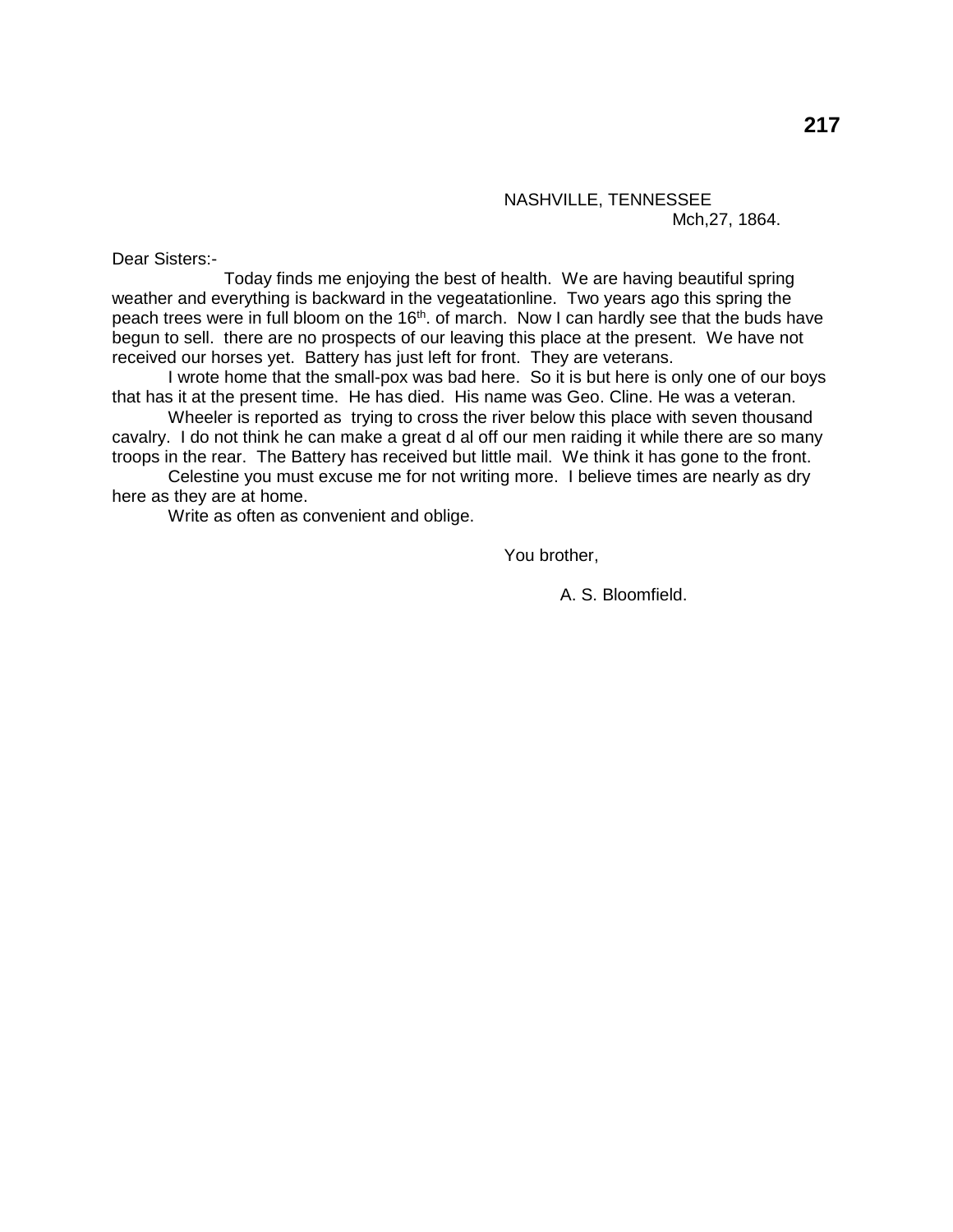NASHVILLE, TENNESSEE
Mch,27, 1864.

Dear Sisters:-

Today finds me enjoying the best of health. We are having beautiful spring weather and everything is backward in the vegeatationline. Two years ago this spring the peach trees were in full bloom on the 16th. of march. Now I can hardly see that the buds have begun to sell. there are no prospects of our leaving this place at the present. We have not received our horses yet. Battery has just left for front. They are veterans.

I wrote home that the small-pox was bad here. So it is but here is only one of our boys that has it at the present time. He has died. His name was Geo. Cline. He was a veteran.

Wheeler is reported as trying to cross the river below this place with seven thousand cavalry. I do not think he can make a great d al off our men raiding it while there are so many troops in the rear. The Battery has received but little mail. We think it has gone to the front.

Celestine you must excuse me for not writing more. I believe times are nearly as dry here as they are at home.

Write as often as convenient and oblige.

You brother,

A. S. Bloomfield.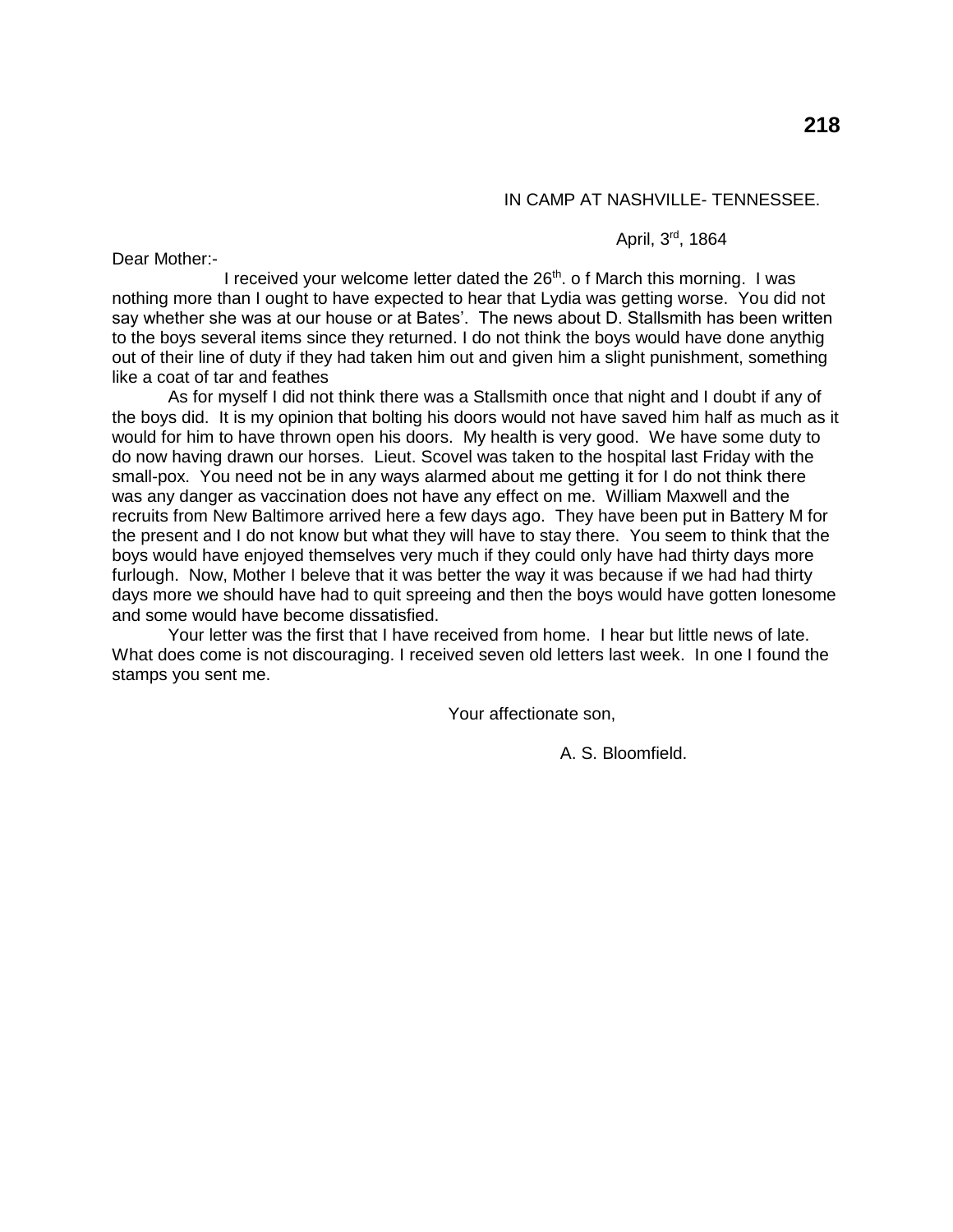IN CAMP AT NASHVILLE- TENNESSEE.

April, 3rd, 1864

Dear Mother:-

I received your welcome letter dated the 26th. o f March this morning. I was nothing more than I ought to have expected to hear that Lydia was getting worse. You did not say whether she was at our house or at Bates'. The news about D. Stallsmith has been written to the boys several items since they returned. I do not think the boys would have done anythig out of their line of duty if they had taken him out and given him a slight punishment, something like a coat of tar and feathes

As for myself I did not think there was a Stallsmith once that night and I doubt if any of the boys did. It is my opinion that bolting his doors would not have saved him half as much as it would for him to have thrown open his doors. My health is very good. We have some duty to do now having drawn our horses. Lieut. Scovel was taken to the hospital last Friday with the small-pox. You need not be in any ways alarmed about me getting it for I do not think there was any danger as vaccination does not have any effect on me. William Maxwell and the recruits from New Baltimore arrived here a few days ago. They have been put in Battery M for the present and I do not know but what they will have to stay there. You seem to think that the boys would have enjoyed themselves very much if they could only have had thirty days more furlough. Now, Mother I beleve that it was better the way it was because if we had had thirty days more we should have had to quit spreeing and then the boys would have gotten lonesome and some would have become dissatisfied.

Your letter was the first that I have received from home. I hear but little news of late. What does come is not discouraging. I received seven old letters last week. In one I found the stamps you sent me.

Your affectionate son,

A. S. Bloomfield.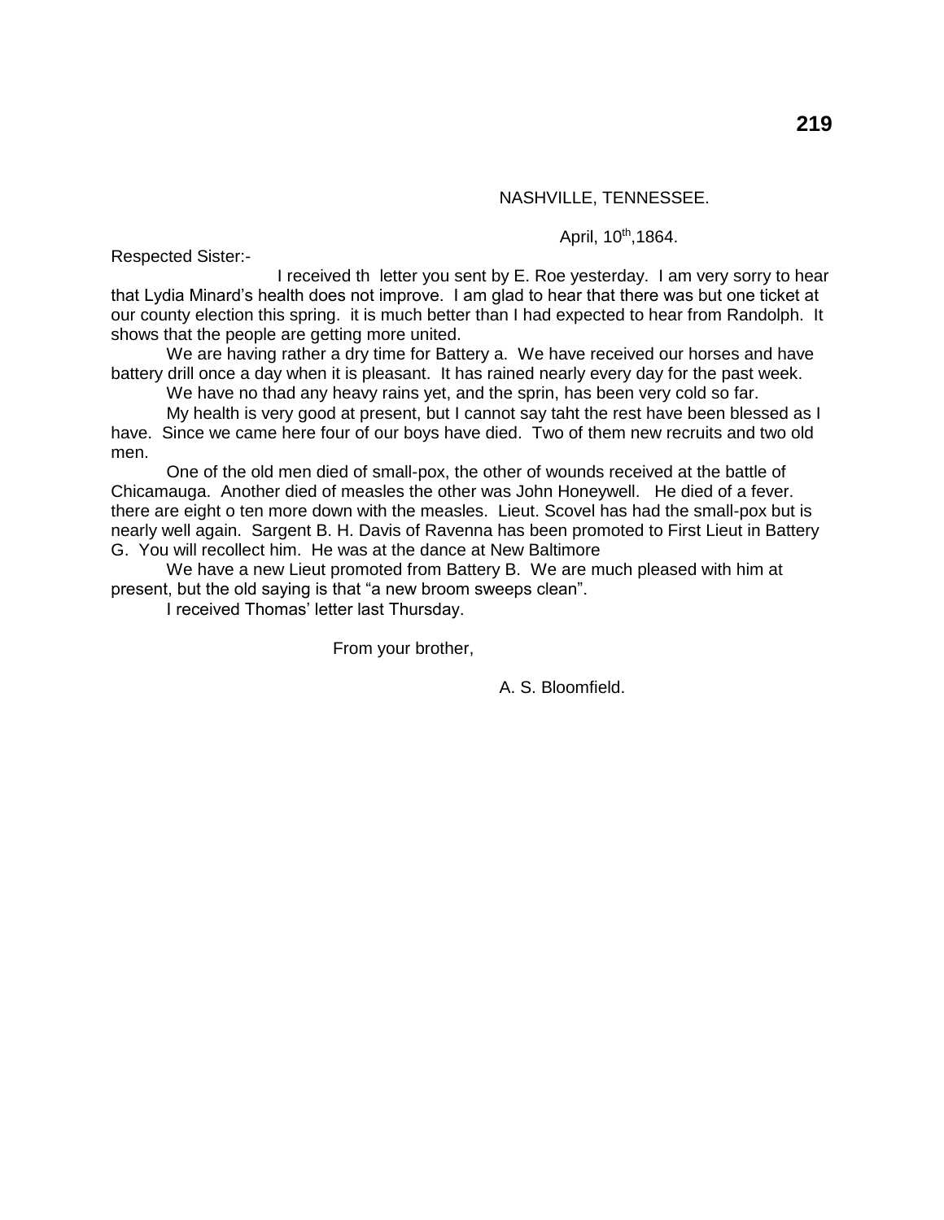NASHVILLE, TENNESSEE.

April, 10th,1864.

Respected Sister:-

I received th letter you sent by E. Roe yesterday. I am very sorry to hear that Lydia Minard's health does not improve. I am glad to hear that there was but one ticket at our county election this spring. it is much better than I had expected to hear from Randolph. It shows that the people are getting more united.

We are having rather a dry time for Battery a. We have received our horses and have battery drill once a day when it is pleasant. It has rained nearly every day for the past week.

We have no thad any heavy rains yet, and the sprin, has been very cold so far.

My health is very good at present, but I cannot say taht the rest have been blessed as I have. Since we came here four of our boys have died. Two of them new recruits and two old men.

One of the old men died of small-pox, the other of wounds received at the battle of Chicamauga. Another died of measles the other was John Honeywell. He died of a fever. there are eight o ten more down with the measles. Lieut. Scovel has had the small-pox but is nearly well again. Sargent B. H. Davis of Ravenna has been promoted to First Lieut in Battery G. You will recollect him. He was at the dance at New Baltimore

We have a new Lieut promoted from Battery B. We are much pleased with him at present, but the old saying is that "a new broom sweeps clean".

I received Thomas' letter last Thursday.

From your brother,

A. S. Bloomfield.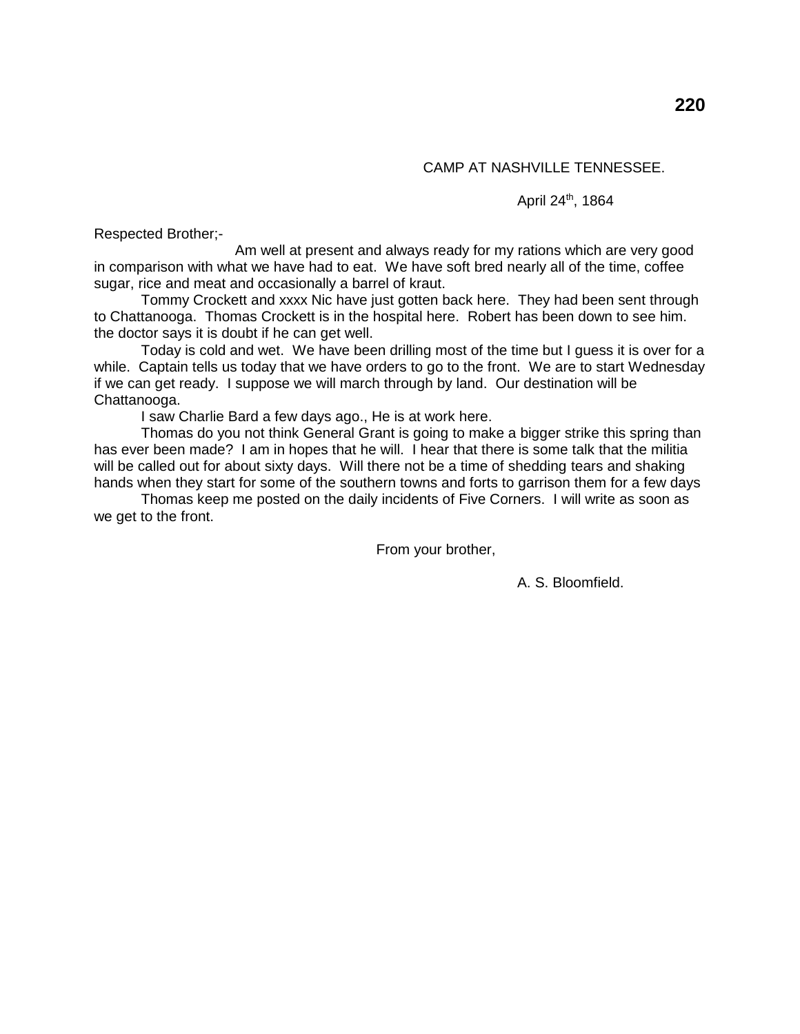CAMP AT NASHVILLE TENNESSEE.

April 24th, 1864

Respected Brother;-

Am well at present and always ready for my rations which are very good in comparison with what we have had to eat. We have soft bred nearly all of the time, coffee sugar, rice and meat and occasionally a barrel of kraut.

Tommy Crockett and xxxx Nic have just gotten back here. They had been sent through to Chattanooga. Thomas Crockett is in the hospital here. Robert has been down to see him. the doctor says it is doubt if he can get well.

Today is cold and wet. We have been drilling most of the time but I guess it is over for a while. Captain tells us today that we have orders to go to the front. We are to start Wednesday if we can get ready. I suppose we will march through by land. Our destination will be Chattanooga.

I saw Charlie Bard a few days ago., He is at work here.

Thomas do you not think General Grant is going to make a bigger strike this spring than has ever been made? I am in hopes that he will. I hear that there is some talk that the militia will be called out for about sixty days. Will there not be a time of shedding tears and shaking hands when they start for some of the southern towns and forts to garrison them for a few days

Thomas keep me posted on the daily incidents of Five Corners. I will write as soon as we get to the front.

From your brother,

A. S. Bloomfield.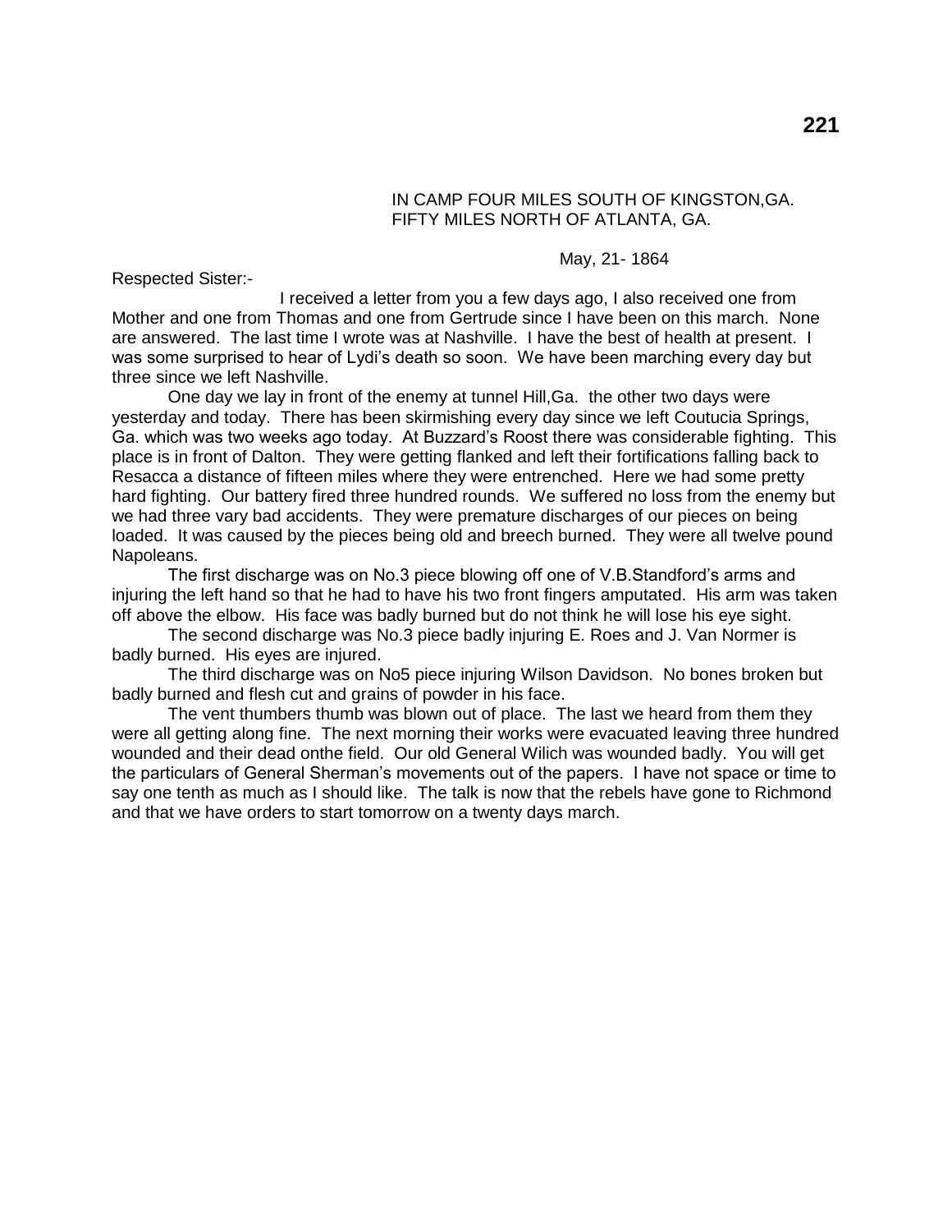IN CAMP FOUR MILES SOUTH OF KINGSTON,GA.
FIFTY MILES NORTH OF ATLANTA, GA.

May, 21- 1864

Respected Sister:-

I received a letter from you a few days ago, I also received one from Mother and one from Thomas and one from Gertrude since I have been on this march. None are answered. The last time I wrote was at Nashville. I have the best of health at present. I was some surprised to hear of Lydi's death so soon. We have been marching every day but three since we left Nashville.

One day we lay in front of the enemy at tunnel Hill,Ga. the other two days were yesterday and today. There has been skirmishing every day since we left Coutucia Springs, Ga. which was two weeks ago today. At Buzzard's Roost there was considerable fighting. This place is in front of Dalton. They were getting flanked and left their fortifications falling back to Resacca a distance of fifteen miles where they were entrenched. Here we had some pretty hard fighting. Our battery fired three hundred rounds. We suffered no loss from the enemy but we had three vary bad accidents. They were premature discharges of our pieces on being loaded. It was caused by the pieces being old and breech burned. They were all twelve pound Napoleans.

The first discharge was on No.3 piece blowing off one of V.B.Standford's arms and injuring the left hand so that he had to have his two front fingers amputated. His arm was taken off above the elbow. His face was badly burned but do not think he will lose his eye sight.

The second discharge was No.3 piece badly injuring E. Roes and J. Van Normer is badly burned. His eyes are injured.

The third discharge was on No5 piece injuring Wilson Davidson. No bones broken but badly burned and flesh cut and grains of powder in his face.

The vent thumbers thumb was blown out of place. The last we heard from them they were all getting along fine. The next morning their works were evacuated leaving three hundred wounded and their dead onthe field. Our old General Wilich was wounded badly. You will get the particulars of General Sherman's movements out of the papers. I have not space or time to say one tenth as much as I should like. The talk is now that the rebels have gone to Richmond and that we have orders to start tomorrow on a twenty days march.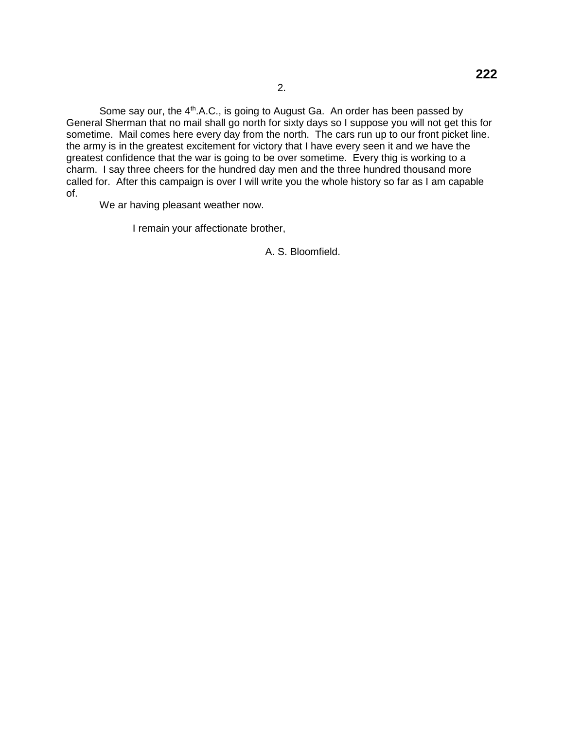2.

Some say our, the 4$^{th}$.A.C., is going to August Ga. An order has been passed by General Sherman that no mail shall go north for sixty days so I suppose you will not get this for sometime. Mail comes here every day from the north. The cars run up to our front picket line. the army is in the greatest excitement for victory that I have every seen it and we have the greatest confidence that the war is going to be over sometime. Every thig is working to a charm. I say three cheers for the hundred day men and the three hundred thousand more called for. After this campaign is over I will write you the whole history so far as I am capable of.

We ar having pleasant weather now.

I remain your affectionate brother,

A. S. Bloomfield.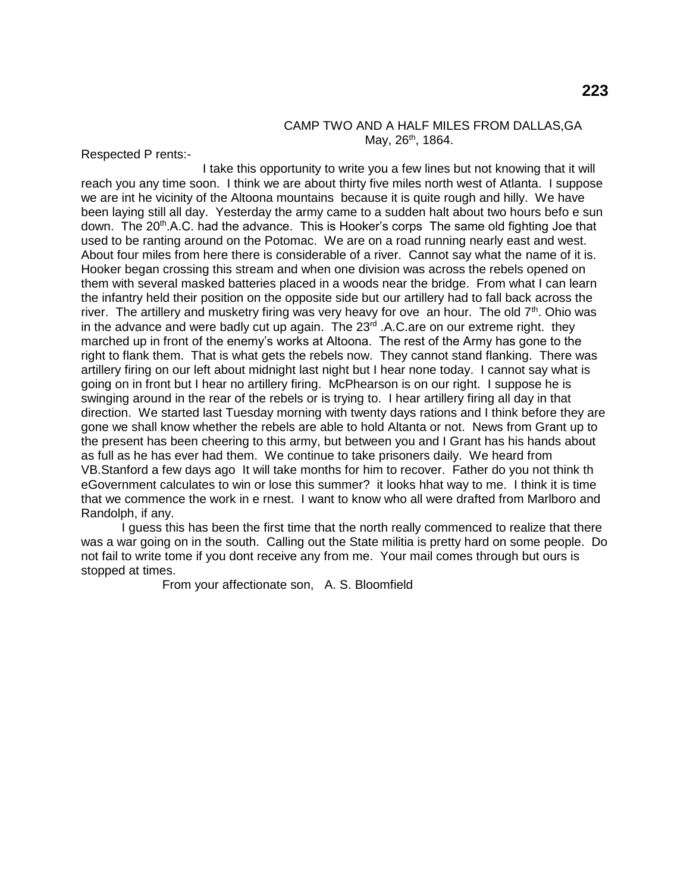CAMP TWO AND A HALF MILES FROM DALLAS,GA
May, 26th, 1864.

Respected P rents:-

I take this opportunity to write you a few lines but not knowing that it will reach you any time soon. I think we are about thirty five miles north west of Atlanta. I suppose we are int he vicinity of the Altoona mountains because it is quite rough and hilly. We have been laying still all day. Yesterday the army came to a sudden halt about two hours befo e sun down. The 20th.A.C. had the advance. This is Hooker's corps The same old fighting Joe that used to be ranting around on the Potomac. We are on a road running nearly east and west. About four miles from here there is considerable of a river. Cannot say what the name of it is. Hooker began crossing this stream and when one division was across the rebels opened on them with several masked batteries placed in a woods near the bridge. From what I can learn the infantry held their position on the opposite side but our artillery had to fall back across the river. The artillery and musketry firing was very heavy for ove an hour. The old 7th. Ohio was in the advance and were badly cut up again. The 23rd .A.C.are on our extreme right. they marched up in front of the enemy's works at Altoona. The rest of the Army has gone to the right to flank them. That is what gets the rebels now. They cannot stand flanking. There was artillery firing on our left about midnight last night but I hear none today. I cannot say what is going on in front but I hear no artillery firing. McPhearson is on our right. I suppose he is swinging around in the rear of the rebels or is trying to. I hear artillery firing all day in that direction. We started last Tuesday morning with twenty days rations and I think before they are gone we shall know whether the rebels are able to hold Altanta or not. News from Grant up to the present has been cheering to this army, but between you and I Grant has his hands about as full as he has ever had them. We continue to take prisoners daily. We heard from VB.Stanford a few days ago It will take months for him to recover. Father do you not think th eGovernment calculates to win or lose this summer? it looks hhat way to me. I think it is time that we commence the work in e rnest. I want to know who all were drafted from Marlboro and Randolph, if any.

I guess this has been the first time that the north really commenced to realize that there was a war going on in the south. Calling out the State militia is pretty hard on some people. Do not fail to write tome if you dont receive any from me. Your mail comes through but ours is stopped at times.

From your affectionate son, A. S. Bloomfield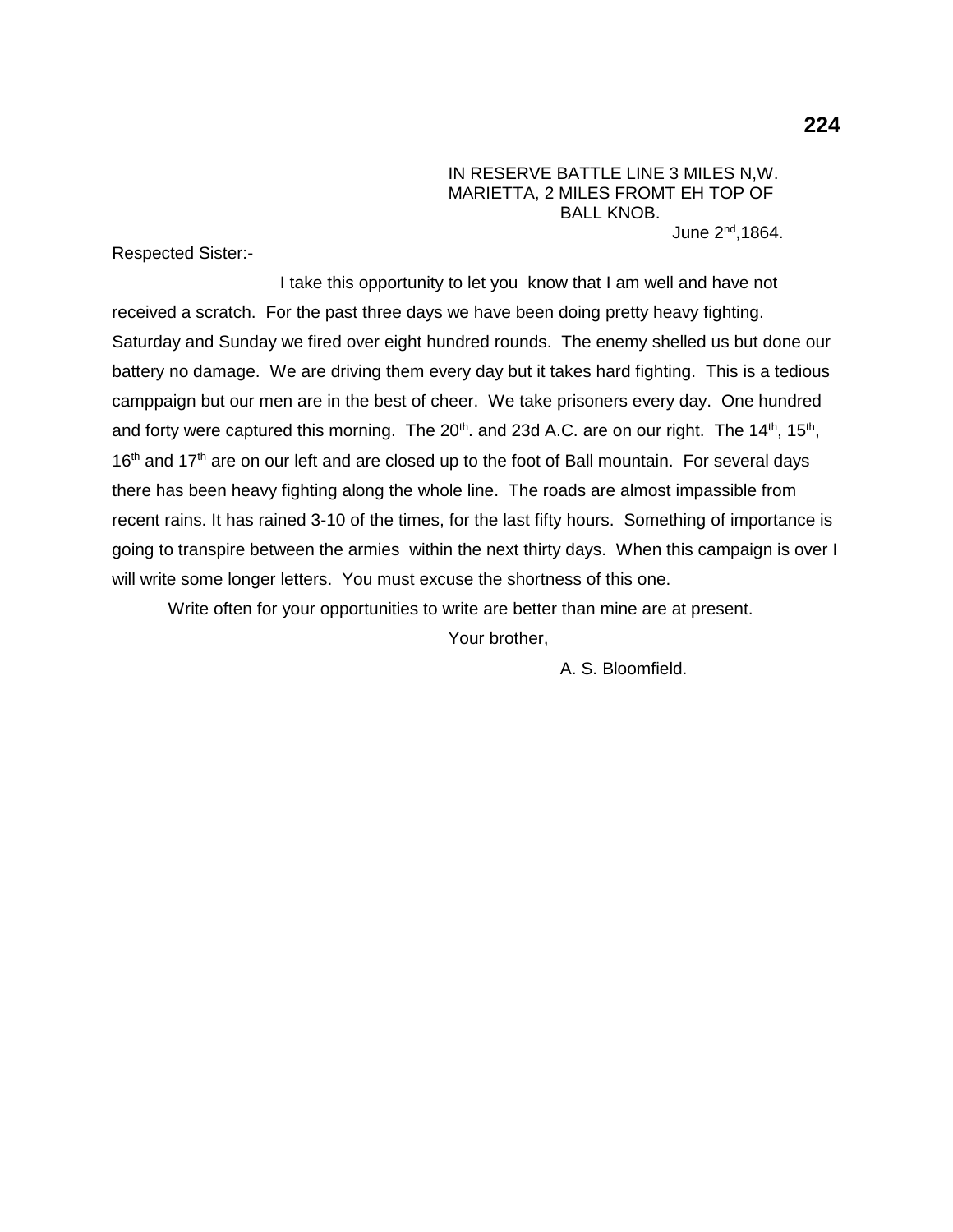IN RESERVE BATTLE LINE 3 MILES N,W.
MARIETTA, 2 MILES FROMT EH TOP OF
BALL KNOB.
June 2nd,1864.

Respected Sister:-

I take this opportunity to let you know that I am well and have not received a scratch. For the past three days we have been doing pretty heavy fighting. Saturday and Sunday we fired over eight hundred rounds. The enemy shelled us but done our battery no damage. We are driving them every day but it takes hard fighting. This is a tedious camppaign but our men are in the best of cheer. We take prisoners every day. One hundred and forty were captured this morning. The 20th. and 23d A.C. are on our right. The 14th, 15th, 16th and 17th are on our left and are closed up to the foot of Ball mountain. For several days there has been heavy fighting along the whole line. The roads are almost impassible from recent rains. It has rained 3-10 of the times, for the last fifty hours. Something of importance is going to transpire between the armies within the next thirty days. When this campaign is over I will write some longer letters. You must excuse the shortness of this one.

Write often for your opportunities to write are better than mine are at present.

Your brother,

A. S. Bloomfield.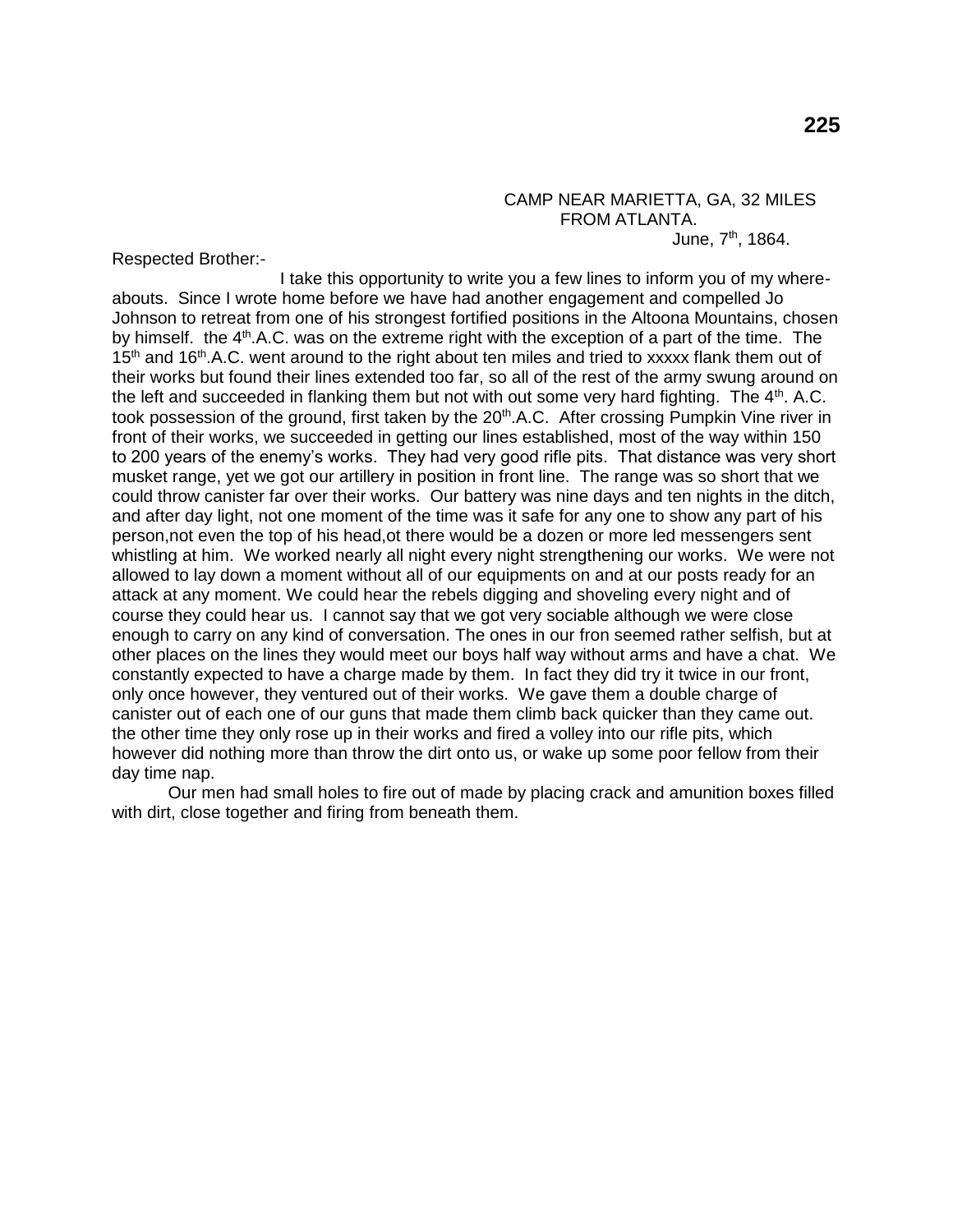CAMP NEAR MARIETTA, GA, 32 MILES FROM ATLANTA.
June, 7th, 1864.

Respected Brother:-

I take this opportunity to write you a few lines to inform you of my where-abouts. Since I wrote home before we have had another engagement and compelled Jo Johnson to retreat from one of his strongest fortified positions in the Altoona Mountains, chosen by himself. the 4th.A.C. was on the extreme right with the exception of a part of the time. The 15th and 16th.A.C. went around to the right about ten miles and tried to xxxxx flank them out of their works but found their lines extended too far, so all of the rest of the army swung around on the left and succeeded in flanking them but not with out some very hard fighting. The 4th. A.C. took possession of the ground, first taken by the 20th.A.C. After crossing Pumpkin Vine river in front of their works, we succeeded in getting our lines established, most of the way within 150 to 200 years of the enemy's works. They had very good rifle pits. That distance was very short musket range, yet we got our artillery in position in front line. The range was so short that we could throw canister far over their works. Our battery was nine days and ten nights in the ditch, and after day light, not one moment of the time was it safe for any one to show any part of his person,not even the top of his head,ot there would be a dozen or more led messengers sent whistling at him. We worked nearly all night every night strengthening our works. We were not allowed to lay down a moment without all of our equipments on and at our posts ready for an attack at any moment. We could hear the rebels digging and shoveling every night and of course they could hear us. I cannot say that we got very sociable although we were close enough to carry on any kind of conversation. The ones in our fron seemed rather selfish, but at other places on the lines they would meet our boys half way without arms and have a chat. We constantly expected to have a charge made by them. In fact they did try it twice in our front, only once however, they ventured out of their works. We gave them a double charge of canister out of each one of our guns that made them climb back quicker than they came out. the other time they only rose up in their works and fired a volley into our rifle pits, which however did nothing more than throw the dirt onto us, or wake up some poor fellow from their day time nap.

Our men had small holes to fire out of made by placing crack and amunition boxes filled with dirt, close together and firing from beneath them.